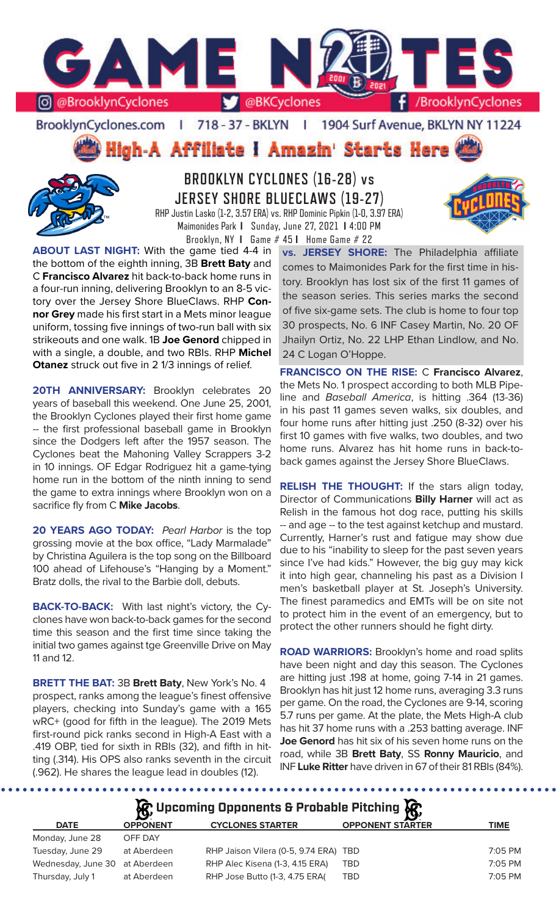# GAME NOTES

@BrooklynCyclones | @BKCyclones | /BrooklynCyclones

BrooklynCyclones.com | 718 - 37 - BKLYN | 1904 Surf Avenue, BKLYN NY 11224

**High-A Affiliate I Amazin' Starts Here**

## BROOKLYN CYCLONES (16-28) vs JERSEY SHORE BLUECLAWS (19-27)

RHP Justin Lasko (1-2, 3.57 ERA) vs. RHP Dominic Pipkin (1-0, 3.97 ERA)
Maimonides Park | Sunday, June 27, 2021 | 4:00 PM
Brooklyn, NY | Game # 45 | Home Game # 22

**ABOUT LAST NIGHT:** With the game tied 4-4 in the bottom of the eighth inning, 3B **Brett Baty** and C **Francisco Alvarez** hit back-to-back home runs in a four-run inning, delivering Brooklyn to an 8-5 victory over the Jersey Shore BlueClaws. RHP **Connor Grey** made his first start in a Mets minor league uniform, tossing five innings of two-run ball with six strikeouts and one walk. 1B **Joe Genord** chipped in with a single, a double, and two RBIs. RHP **Michel Otanez** struck out five in 2 1/3 innings of relief.

**20TH ANNIVERSARY:** Brooklyn celebrates 20 years of baseball this weekend. One June 25, 2001, the Brooklyn Cyclones played their first home game -- the first professional baseball game in Brooklyn since the Dodgers left after the 1957 season. The Cyclones beat the Mahoning Valley Scrappers 3-2 in 10 innings. OF Edgar Rodriguez hit a game-tying home run in the bottom of the ninth inning to send the game to extra innings where Brooklyn won on a sacrifice fly from C **Mike Jacobs**.

**20 YEARS AGO TODAY:** *Pearl Harbor* is the top grossing movie at the box office, "Lady Marmalade" by Christina Aguilera is the top song on the Billboard 100 ahead of Lifehouse's "Hanging by a Moment." Bratz dolls, the rival to the Barbie doll, debuts.

**BACK-TO-BACK:** With last night's victory, the Cyclones have won back-to-back games for the second time this season and the first time since taking the initial two games against tge Greenville Drive on May 11 and 12.

**BRETT THE BAT:** 3B **Brett Baty**, New York's No. 4 prospect, ranks among the league's finest offensive players, checking into Sunday's game with a 165 wRC+ (good for fifth in the league). The 2019 Mets first-round pick ranks second in High-A East with a .419 OBP, tied for sixth in RBIs (32), and fifth in hitting (.314). His OPS also ranks seventh in the circuit (.962). He shares the league lead in doubles (12).

**vs. JERSEY SHORE:** The Philadelphia affiliate comes to Maimonides Park for the first time in history. Brooklyn has lost six of the first 11 games of the season series. This series marks the second of five six-game sets. The club is home to four top 30 prospects, No. 6 INF Casey Martin, No. 20 OF Jhailyn Ortiz, No. 22 LHP Ethan Lindlow, and No. 24 C Logan O'Hoppe.

**FRANCISCO ON THE RISE:** C **Francisco Alvarez**, the Mets No. 1 prospect according to both MLB Pipeline and *Baseball America*, is hitting .364 (13-36) in his past 11 games seven walks, six doubles, and four home runs after hitting just .250 (8-32) over his first 10 games with five walks, two doubles, and two home runs. Alvarez has hit home runs in back-to-back games against the Jersey Shore BlueClaws.

**RELISH THE THOUGHT:** If the stars align today, Director of Communications **Billy Harner** will act as Relish in the famous hot dog race, putting his skills -- and age -- to the test against ketchup and mustard. Currently, Harner's rust and fatigue may show due to his "inability to sleep for the past seven years since I've had kids." However, the big guy may kick it into high gear, channeling his past as a Division I men's basketball player at St. Joseph's University. The finest paramedics and EMTs will be on site not to protect him in the event of an emergency, but to protect the other runners should he fight dirty.

**ROAD WARRIORS:** Brooklyn's home and road splits have been night and day this season. The Cyclones are hitting just .198 at home, going 7-14 in 21 games. Brooklyn has hit just 12 home runs, averaging 3.3 runs per game. On the road, the Cyclones are 9-14, scoring 5.7 runs per game. At the plate, the Mets High-A club has hit 37 home runs with a .253 batting average. INF **Joe Genord** has hit six of his seven home runs on the road, while 3B **Brett Baty**, SS **Ronny Mauricio**, and INF **Luke Ritter** have driven in 67 of their 81 RBIs (84%).

## Upcoming Opponents & Probable Pitching

| DATE | OPPONENT | CYCLONES STARTER | OPPONENT STARTER | TIME |
|---|---|---|---|---|
| Monday, June 28 | OFF DAY | | | |
| Tuesday, June 29 | at Aberdeen | RHP Jaison Vilera (0-5, 9.74 ERA) | TBD | 7:05 PM |
| Wednesday, June 30 | at Aberdeen | RHP Alec Kisena (1-3, 4.15 ERA) | TBD | 7:05 PM |
| Thursday, July 1 | at Aberdeen | RHP Jose Butto (1-3, 4.75 ERA( | TBD | 7:05 PM |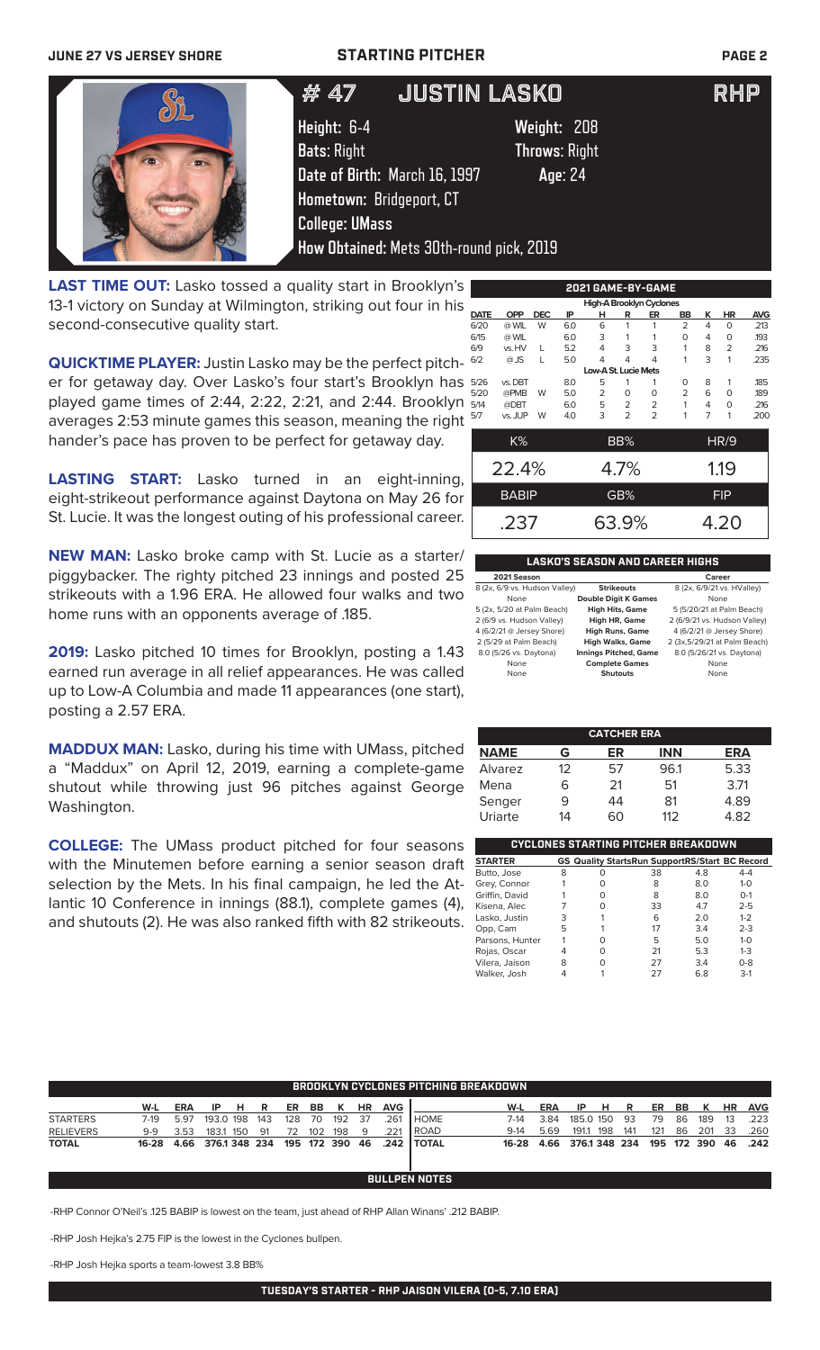# #47 JUSTIN LASKO RHP

**Height:** 6-4 **Weight:** 208
**Bats:** Right **Throws:** Right
**Date of Birth:** March 16, 1997 **Age:** 24
**Hometown:** Bridgeport, CT
**College:** UMass
**How Obtained:** Mets 30th-round pick, 2019

**LAST TIME OUT:** Lasko tossed a quality start in Brooklyn's 13-1 victory on Sunday at Wilmington, striking out four in his second-consecutive quality start.

**QUICKTIME PLAYER:** Justin Lasko may be the perfect pitcher for getaway day. Over Lasko's four start's Brooklyn has played game times of 2:44, 2:22, 2:21, and 2:44. Brooklyn averages 2:53 minute games this season, meaning the right hander's pace has proven to be perfect for getaway day.

**LASTING START:** Lasko turned in an eight-inning, eight-strikeout performance against Daytona on May 26 for St. Lucie. It was the longest outing of his professional career.

**NEW MAN:** Lasko broke camp with St. Lucie as a starter/piggybacker. The righty pitched 23 innings and posted 25 strikeouts with a 1.96 ERA. He allowed four walks and two home runs with an opponents average of .185.

**2019:** Lasko pitched 10 times for Brooklyn, posting a 1.43 earned run average in all relief appearances. He was called up to Low-A Columbia and made 11 appearances (one start), posting a 2.57 ERA.

**MADDUX MAN:** Lasko, during his time with UMass, pitched a "Maddux" on April 12, 2019, earning a complete-game shutout while throwing just 96 pitches against George Washington.

**COLLEGE:** The UMass product pitched for four seasons with the Minutemen before earning a senior season draft selection by the Mets. In his final campaign, he led the Atlantic 10 Conference in innings (88.1), complete games (4), and shutouts (2). He was also ranked fifth with 82 strikeouts.

### 2021 GAME-BY-GAME

| DATE | OPP | DEC | IP | H | R | ER | BB | K | HR | AVG |
|---|---|---|---|---|---|---|---|---|---|---|
| **High-A Brooklyn Cyclones** | | | | | | | | | | |
| 6/20 | @ WIL | W | 6.0 | 6 | 1 | 1 | 2 | 4 | 0 | .213 |
| 6/15 | @ WIL | | 6.0 | 3 | 1 | 1 | 0 | 4 | 0 | .193 |
| 6/9 | vs. HV | L | 5.2 | 4 | 3 | 3 | 1 | 8 | 2 | .216 |
| 6/2 | @ JS | L | 5.0 | 4 | 4 | 4 | 1 | 3 | 1 | .235 |
| **Low-A St. Lucie Mets** | | | | | | | | | | |
| 5/26 | vs. DBT | | 8.0 | 5 | 1 | 1 | 0 | 8 | 1 | .185 |
| 5/20 | @PMB | W | 5.0 | 2 | 0 | 0 | 2 | 6 | 0 | .189 |
| 5/14 | @DBT | | 6.0 | 5 | 2 | 2 | 1 | 4 | 0 | .216 |
| 5/7 | vs. JUP | W | 4.0 | 3 | 2 | 2 | 1 | 7 | 1 | .200 |

| K% | BB% | HR/9 |
|---|---|---|
| 22.4% | 4.7% | 1.19 |
| **BABIP** | **GB%** | **FIP** |
| .237 | 63.9% | 4.20 |

### LASKO'S SEASON AND CAREER HIGHS

| 2021 Season | | Career |
|---|---|---|
| 8 (2x, 6/9 vs. Hudson Valley) | **Strikeouts** | 8 (2x, 6/9/21 vs. HValley) |
| None | **Double Digit K Games** | None |
| 5 (2x, 5/20 at Palm Beach) | **High Hits, Game** | 5 (5/20/21 at Palm Beach) |
| 2 (6/9 vs. Hudson Valley) | **High HR, Game** | 2 (6/9/21 vs. Hudson Valley) |
| 4 (6/2/21 @ Jersey Shore) | **High Runs, Game** | 4 (6/2/21 @ Jersey Shore) |
| 2 (5/29 at Palm Beach) | **High Walks, Game** | 2 (3x,5/29/21 at Palm Beach) |
| 8.0 (5/26 vs. Daytona) | **Innings Pitched, Game** | 8.0 (5/26/21 vs. Daytona) |
| None | **Complete Games** | None |
| None | **Shutouts** | None |

### CATCHER ERA

| NAME | G | ER | INN | ERA |
|---|---|---|---|---|
| Alvarez | 12 | 57 | 96.1 | 5.33 |
| Mena | 6 | 21 | 51 | 3.71 |
| Senger | 9 | 44 | 81 | 4.89 |
| Uriarte | 14 | 60 | 112 | 4.82 |

### CYCLONES STARTING PITCHER BREAKDOWN

| STARTER | GS | Quality Starts | Run Support | RS/Start | BC Record |
|---|---|---|---|---|---|
| Butto, Jose | 8 | 0 | 38 | 4.8 | 4-4 |
| Grey, Connor | 1 | 0 | 8 | 8.0 | 1-0 |
| Griffin, David | 1 | 0 | 8 | 8.0 | 0-1 |
| Kisena, Alec | 7 | 0 | 33 | 4.7 | 2-5 |
| Lasko, Justin | 3 | 1 | 6 | 2.0 | 1-2 |
| Opp, Cam | 5 | 1 | 17 | 3.4 | 2-3 |
| Parsons, Hunter | 1 | 0 | 5 | 5.0 | 1-0 |
| Rojas, Oscar | 4 | 0 | 21 | 5.3 | 1-3 |
| Vilera, Jaison | 8 | 0 | 27 | 3.4 | 0-8 |
| Walker, Josh | 4 | 1 | 27 | 6.8 | 3-1 |

### BROOKLYN CYCLONES PITCHING BREAKDOWN

| | W-L | ERA | IP | H | R | ER | BB | K | HR | AVG |
|---|---|---|---|---|---|---|---|---|---|---|
| STARTERS | 7-19 | 5.97 | 193.0 | 198 | 143 | 128 | 70 | 192 | 37 | .261 |
| RELIEVERS | 9-9 | 3.53 | 183.1 | 150 | 91 | 72 | 102 | 198 | 9 | .221 |
| **TOTAL** | **16-28** | **4.66** | **376.1** | **348** | **234** | **195** | **172** | **390** | **46** | **.242** |

| | W-L | ERA | IP | H | R | ER | BB | K | HR | AVG |
|---|---|---|---|---|---|---|---|---|---|---|
| HOME | 7-14 | 3.84 | 185.0 | 150 | 93 | 79 | 86 | 189 | 13 | .223 |
| ROAD | 9-14 | 5.69 | 191.1 | 198 | 141 | 121 | 86 | 201 | 33 | .260 |
| **TOTAL** | **16-28** | **4.66** | **376.1** | **348** | **234** | **195** | **172** | **390** | **46** | **.242** |

### BULLPEN NOTES

-RHP Connor O'Neil's .125 BABIP is lowest on the team, just ahead of RHP Allan Winans' .212 BABIP.

-RHP Josh Hejka's 2.75 FIP is the lowest in the Cyclones bullpen.

-RHP Josh Hejka sports a team-lowest 3.8 BB%

### TUESDAY'S STARTER - RHP JAISON VILERA (0-5, 7.10 ERA)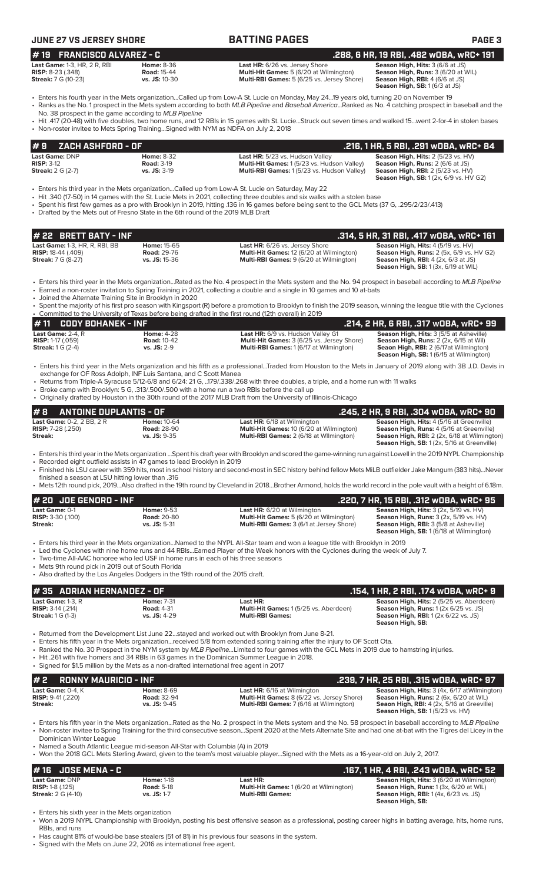## BATTING PAGES

JUNE 27 VS JERSEY SHORE

### # 19 FRANCISCO ALVAREZ - C
**.288, 6 HR, 19 RBI, .482 wOBA, wRC+ 191**

| | | | |
|---|---|---|---|
| **Last Game:** 1-3, HR, 2 R, RBI | **Home:** 8-36 | **Last HR:** 6/26 vs. Jersey Shore | **Season High, Hits:** 3 (6/6 at JS) |
| **RISP:** 8-23 (.348) | **Road:** 15-44 | **Multi-Hit Games:** 5 (6/20 at Wilmington) | **Season High, Runs:** 3 (6/20 at WIL) |
| **Streak:** 7 G (10-23) | **vs. JS:** 10-30 | **Multi-RBI Games:** 5 (6/25 vs. Jersey Shore) | **Season High, RBI:** 4 (6/6 at JS) |
| | | | **Season High, SB:** 1 (6/3 at JS) |

- Enters his fourth year in the Mets organization...Called up from Low-A St. Lucie on Monday, May 24...19 years old, turning 20 on November 19
- Ranks as the No. 1 prospect in the Mets system according to both *MLB Pipeline* and *Baseball America*...Ranked as No. 4 catching prospect in baseball and the No. 38 prospect in the game according to *MLB Pipeline*
- Hit .417 (20-48) with five doubles, two home runs, and 12 RBIs in 15 games with St. Lucie...Struck out seven times and walked 15...went 2-for-4 in stolen bases
- Non-roster invitee to Mets Spring Training...Signed with NYM as NDFA on July 2, 2018

### # 9 ZACH ASHFORD - OF
**.216, 1 HR, 5 RBI, .291 wOBA, wRC+ 84**

| | | | |
|---|---|---|---|
| **Last Game:** DNP | **Home:** 8-32 | **Last HR:** 5/23 vs. Hudson Valley | **Season High, Hits:** 2 (5/23 vs. HV) |
| **RISP:** 3-12 | **Road:** 3-19 | **Multi-Hit Games:** 1 (5/23 vs. Hudson Valley) | **Season High, Runs:** 2 (6/6 at JS) |
| **Streak:** 2 G (2-7) | **vs. JS:** 3-19 | **Multi-RBI Games:** 1 (5/23 vs. Hudson Valley) | **Season High, RBI:** 2 (5/23 vs. HV) |
| | | | **Season High, SB:** 1 (2x, 6/9 vs. HV G2) |

- Enters his third year in the Mets organization...Called up from Low-A St. Lucie on Saturday, May 22
- Hit .340 (17-50) in 14 games with the St. Lucie Mets in 2021, collecting three doubles and six walks with a stolen base
- Spent his first few games as a pro with Brooklyn in 2019, hitting .136 in 16 games before being sent to the GCL Mets (37 G, .295/2/23/.413)
- Drafted by the Mets out of Fresno State in the 6th round of the 2019 MLB Draft

### # 22 BRETT BATY - INF
**.314, 5 HR, 31 RBI, .417 wOBA, wRC+ 161**

| | | | |
|---|---|---|---|
| **Last Game:** 1-3, HR, R, RBI, BB | **Home:** 15-65 | **Last HR:** 6/26 vs. Jersey Shore | **Season High, Hits:** 4 (5/19 vs. HV) |
| **RISP:** 18-44 (.409) | **Road:** 29-76 | **Multi-Hit Games:** 12 (6/20 at Wilmington) | **Season High, Runs:** 2 (5x, 6/9 vs. HV G2) |
| **Streak:** 7 G (8-27) | **vs. JS:** 15-36 | **Multi-RBI Games:** 9 (6/20 at Wilmington) | **Season High, RBI:** 4 (2x, 6/3 at JS) |
| | | | **Season High, SB:** 1 (3x, 6/19 at WIL) |

- Enters his third year in the Mets organization...Rated as the No. 4 prospect in the Mets system and the No. 94 prospect in baseball according to *MLB Pipeline*
- Earned a non-roster invitation to Spring Training in 2021, collecting a double and a single in 10 games and 10 at-bats
- Joined the Alternate Training Site in Brooklyn in 2020
- Spent the majority of his first pro season with Kingsport (R) before a promotion to Brooklyn to finish the 2019 season, winning the league title with the Cyclones
- Committed to the University of Texas before being drafted in the first round (12th overall) in 2019

### # 11 CODY BOHANEK - INF
**.214, 2 HR, 6 RBI, .317 wOBA, wRC+ 99**

| | | | |
|---|---|---|---|
| **Last Game:** 2-4, R | **Home:** 4-28 | **Last HR:** 6/9 vs. Hudson Valley G1 | **Season High, Hits:** 3 (5/5 at Asheville) |
| **RISP:** 1-17 (.059) | **Road:** 10-42 | **Multi-Hit Games:** 3 (6/25 vs. Jersey Shore) | **Season High, Runs:** 2 (2x, 6/15 at Wil) |
| **Streak:** 1 G (2-4) | **vs. JS:** 2-9 | **Multi-RBI Games:** 1 (6/17 at Wilmington) | **Seaon High, RBI:** 2 (6/17at Wilmington) |
| | | | **Season High, SB:** 1 (6/15 at Wilmington) |

- Enters his third year in the Mets organization and his fifth as a professional...Traded from Houston to the Mets in January of 2019 along with 3B J.D. Davis in exchange for OF Ross Adolph, INF Luis Santana, and C Scott Manea
- Returns from Triple-A Syracuse 5/12-6/8 and 6/24: 21 G, ..179/.338/.268 with three doubles, a triple, and a home run with 11 walks
- Broke camp with Brooklyn: 5 G, .313/.500/.500 with a home run a two RBIs before the call up
- Originally drafted by Houston in the 30th round of the 2017 MLB Draft from the University of Illinois-Chicago

### # 8 ANTOINE DUPLANTIS - OF
**.245, 2 HR, 9 RBI, .304 wOBA, wRC+ 90**

| | | | |
|---|---|---|---|
| **Last Game:** 0-2, 2 BB, 2 R | **Home:** 10-64 | **Last HR:** 6/18 at Wilmington | **Season High, Hits:** 4 (5/16 at Greenville) |
| **RISP:** 7-28 (.250) | **Road:** 28-90 | **Multi-Hit Games:** 10 (6/20 at Wilmington) | **Season High, Runs:** 4 (5/16 at Greenville) |
| **Streak:** | **vs. JS:** 9-35 | **Multi-RBI Games:** 2 (6/18 at Wilmington) | **Season High, RBI:** 2 (2x, 6/18 at Wilmington) |
| | | | **Season High, SB:** 1 (2x, 5/16 at Greenville) |

- Enters his third year in the Mets organization ...Spent his draft year with Brooklyn and scored the game-winning run against Lowell in the 2019 NYPL Championship
- Recorded eight outfield assists in 47 games to lead Brooklyn in 2019
- Finished his LSU career with 359 hits, most in school history and second-most in SEC history behind fellow Mets MiLB outfielder Jake Mangum (383 hits)...Never finished a season at LSU hitting lower than .316
- Mets 12th round pick, 2019...Also drafted in the 19th round by Cleveland in 2018...Brother Armond, holds the world record in the pole vault with a height of 6.18m.

### # 20 JOE GENORD - INF
**.220, 7 HR, 15 RBI, .312 wOBA, wRC+ 95**

| | | | |
|---|---|---|---|
| **Last Game:** 0-1 | **Home:** 9-53 | **Last HR:** 6/20 at Wilmington | **Season High, Hits:** 3 (2x, 5/19 vs. HV) |
| **RISP:** 3-30 (.100) | **Road:** 20-80 | **Multi-Hit Games:** 5 (6/20 at Wilmington) | **Season High, Runs:** 3 (2x, 5/19 vs. HV) |
| **Streak:** | **vs. JS:** 5-31 | **Multi-RBI Games:** 3 (6/1 at Jersey Shore) | **Season High, RBI:** 3 (5/8 at Asheville) |
| | | | **Season High, SB:** 1 (6/18 at Wilmington) |

- Enters his third year in the Mets organization...Named to the NYPL All-Star team and won a league title with Brooklyn in 2019
- Led the Cyclones with nine home runs and 44 RBIs...Earned Player of the Week honors with the Cyclones during the week of July 7.
- Two-time All-AAC honoree who led USF in home runs in each of his three seasons
- Mets 9th round pick in 2019 out of South Florida
- Also drafted by the Los Angeles Dodgers in the 19th round of the 2015 draft.

### # 35 ADRIAN HERNANDEZ - OF
**.154, 1 HR, 2 RBI, .174 wOBA, wRC+ 9**

| | | | |
|---|---|---|---|
| **Last Game:** 1-3, R | **Home:** 7-31 | **Last HR:** | **Season High, Hits:** 2 (5/25 vs. Aberdeen) |
| **RISP:** 3-14 (.214) | **Road:** 4-31 | **Multi-Hit Games:** 1 (5/25 vs. Aberdeen) | **Season High, Runs:** 1 (2x 6/25 vs. JS) |
| **Streak:** 1 G (1-3) | **vs. JS:** 4-29 | **Multi-RBI Games:** | **Season High, RBI:** 1 (2x 6/22 vs. JS) |
| | | | **Season High, SB:** |

- Returned from the Development List June 22...stayed and worked out with Brooklyn from June 8-21.
- Enters his fifth year in the Mets organization...received 5/8 from extended spring training after the injury to OF Scott Ota.
- Ranked the No. 30 Prospect in the NYM system by *MLB Pipeline*...Limited to four games with the GCL Mets in 2019 due to hamstring injuries.
- Hit .261 with five homers and 34 RBIs in 63 games in the Dominican Summer League in 2018.
- Signed for $1.5 million by the Mets as a non-drafted international free agent in 2017

### # 2 RONNY MAURICIO - INF
**.239, 7 HR, 25 RBI, .315 wOBA, wRC+ 97**

| | | | |
|---|---|---|---|
| **Last Game:** 0-4, K | **Home:** 8-69 | **Last HR:** 6/16 at Wilmington | **Season High, Hits:** 3 (4x, 6/17 atWilmington) |
| **RISP:** 9-41 (.220) | **Road:** 32-94 | **Multi-Hit Games:** 8 (6/22 vs. Jersey Shore) | **Season High, Runs:** 2 (6x, 6/20 at WIL) |
| **Streak:** | **vs. JS:** 9-45 | **Multi-RBI Games:** 7 (6/16 at Wilmington) | **Seaon High, RBI:** 4 (2x, 5/16 at Greeville) |
| | | | **Season High, SB:** 1 (5/23 vs. HV) |

- Enters his fifth year in the Mets organization...Rated as the No. 2 prospect in the Mets system and the No. 58 prospect in baseball according to *MLB Pipeline*
- Non-roster invitee to Spring Training for the third consecutive season...Spent 2020 at the Mets Alternate Site and had one at-bat with the Tigres del Licey in the Dominican Winter League
- Named a South Atlantic League mid-season All-Star with Columbia (A) in 2019
- Won the 2018 GCL Mets Sterling Award, given to the team's most valuable player...Signed with the Mets as a 16-year-old on July 2, 2017.

### # 16 JOSE MENA - C
**.167, 1 HR, 4 RBI, .243 wOBA, wRC+ 52**

| | | | |
|---|---|---|---|
| **Last Game:** DNP | **Home:** 1-18 | **Last HR:** | **Season High, Hits:** 3 (6/20 at Wilmington) |
| **RISP:** 1-8 (.125) | **Road:** 5-18 | **Multi-Hit Games:** 1 (6/20 at Wilmington) | **Season High, Runs:** 1 (3x, 6/20 at WIL) |
| **Streak:** 2 G (4-10) | **vs. JS:** 1-7 | **Multi-RBI Games:** | **Season High, RBI:** 1 (4x, 6/23 vs. JS) |
| | | | **Season High, SB:** |

- Enters his sixth year in the Mets organization
- Won a 2019 NYPL Championship with Brooklyn, posting his best offensive season as a professional, posting career highs in batting average, hits, home runs, RBIs, and runs
- Has caught 81% of would-be base stealers (51 of 81) in his previous four seasons in the system.
- Signed with the Mets on June 22, 2016 as international free agent.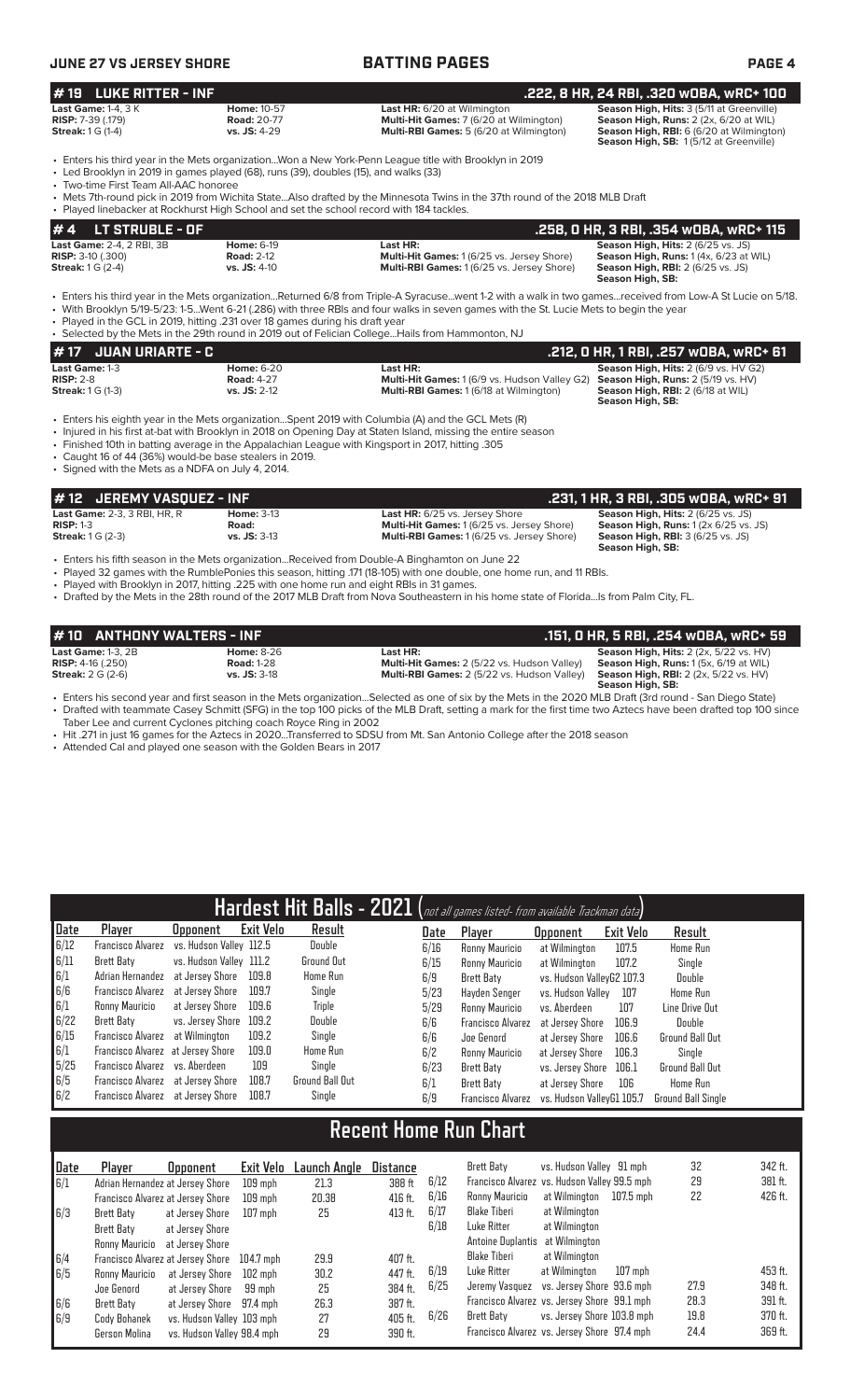## # 19 LUKE RITTER - INF

**.222, 8 HR, 24 RBI, .320 wOBA, wRC+ 100**

**Last Game:** 1-4, 3 K
**RISP:** 7-39 (.179)
**Streak:** 1 G (1-4)

**Home:** 10-57
**Road:** 20-77
**vs. JS:** 4-29

**Last HR:** 6/20 at Wilmington
**Multi-Hit Games:** 7 (6/20 at Wilmington)
**Multi-RBI Games:** 5 (6/20 at Wilmington)

**Season High, Hits:** 3 (5/11 at Greenville)
**Season High, Runs:** 2 (2x, 6/20 at WIL)
**Season High, RBI:** 6 (6/20 at Wilmington)
**Season High, SB:** 1 (5/12 at Greenville)

- Enters his third year in the Mets organization...Won a New York-Penn League title with Brooklyn in 2019
- Led Brooklyn in 2019 in games played (68), runs (39), doubles (15), and walks (33)
- Two-time First Team All-AAC honoree
- Mets 7th-round pick in 2019 from Wichita State...Also drafted by the Minnesota Twins in the 37th round of the 2018 MLB Draft
- Played linebacker at Rockhurst High School and set the school record with 184 tackles.

## # 4 LT STRUBLE - OF

**.258, 0 HR, 3 RBI, .354 wOBA, wRC+ 115**

**Last Game:** 2-4, 2 RBI, 3B
**RISP:** 3-10 (.300)
**Streak:** 1 G (2-4)

**Home:** 6-19
**Road:** 2-12
**vs. JS:** 4-10

**Last HR:**
**Multi-Hit Games:** 1 (6/25 vs. Jersey Shore)
**Multi-RBI Games:** 1 (6/25 vs. Jersey Shore)

**Season High, Hits:** 2 (6/25 vs. JS)
**Season High, Runs:** 1 (4x, 6/23 at WIL)
**Season High, RBI:** 2 (6/25 vs. JS)
**Season High, SB:**

- Enters his third year in the Mets organization...Returned 6/8 from Triple-A Syracuse...went 1-2 with a walk in two games...received from Low-A St Lucie on 5/18.
- With Brooklyn 5/19-5/23: 1-5...Went 6-21 (.286) with three RBIs and four walks in seven games with the St. Lucie Mets to begin the year
- Played in the GCL in 2019, hitting .231 over 18 games during his draft year
- Selected by the Mets in the 29th round in 2019 out of Felician College...Hails from Hammonton, NJ

## # 17 JUAN URIARTE - C

**.212, 0 HR, 1 RBI, .257 wOBA, wRC+ 61**

**Last Game:** 1-3
**RISP:** 2-8
**Streak:** 1 G (1-3)

**Home:** 6-20
**Road:** 4-27
**vs. JS:** 2-12

**Last HR:**
**Multi-Hit Games:** 1 (6/9 vs. Hudson Valley G2)
**Multi-RBI Games:** 1 (6/18 at Wilmington)

**Season High, Hits:** 2 (6/9 vs. HV G2)
**Season High, Runs:** 2 (5/19 vs. HV)
**Season High, RBI:** 2 (6/18 at WIL)
**Season High, SB:**

- Enters his eighth year in the Mets organization...Spent 2019 with Columbia (A) and the GCL Mets (R)
- Injured in his first at-bat with Brooklyn in 2018 on Opening Day at Staten Island, missing the entire season
- Finished 10th in batting average in the Appalachian League with Kingsport in 2017, hitting .305
- Caught 16 of 44 (36%) would-be base stealers in 2019.
- Signed with the Mets as a NDFA on July 4, 2014.

## # 12 JEREMY VASQUEZ - INF

**.231, 1 HR, 3 RBI, .305 wOBA, wRC+ 91**

**Last Game:** 2-3, 3 RBI, HR, R
**RISP:** 1-3
**Streak:** 1 G (2-3)

**Home:** 3-13
**Road:**
**vs. JS:** 3-13

**Last HR:** 6/25 vs. Jersey Shore
**Multi-Hit Games:** 1 (6/25 vs. Jersey Shore)
**Multi-RBI Games:** 1 (6/25 vs. Jersey Shore)

**Season High, Hits:** 2 (6/25 vs. JS)
**Season High, Runs:** 1 (2x 6/25 vs. JS)
**Season High, RBI:** 3 (6/25 vs. JS)
**Season High, SB:**

- Enters his fifth season in the Mets organization...Received from Double-A Binghamton on June 22
- Played 32 games with the RumblePonies this season, hitting .171 (18-105) with one double, one home run, and 11 RBIs.
- Played with Brooklyn in 2017, hitting .225 with one home run and eight RBIs in 31 games.
- Drafted by the Mets in the 28th round of the 2017 MLB Draft from Nova Southeastern in his home state of Florida...Is from Palm City, FL.

## # 10 ANTHONY WALTERS - INF

**.151, 0 HR, 5 RBI, .254 wOBA, wRC+ 59**

**Last Game:** 1-3, 2B
**RISP:** 4-16 (.250)
**Streak:** 2 G (2-6)

**Home:** 8-26
**Road:** 1-28
**vs. JS:** 3-18

**Last HR:**
**Multi-Hit Games:** 2 (5/22 vs. Hudson Valley)
**Multi-RBI Games:** 2 (5/22 vs. Hudson Valley)

**Season High, Hits:** 2 (2x, 5/22 vs. HV)
**Season High, Runs:** 1 (5x, 6/19 at WIL)
**Season High, RBI:** 2 (2x, 5/22 vs. HV)
**Season High, SB:**

- Enters his second year and first season in the Mets organization...Selected as one of six by the Mets in the 2020 MLB Draft (3rd round - San Diego State)
- Drafted with teammate Casey Schmitt (SFG) in the top 100 picks of the MLB Draft, setting a mark for the first time two Aztecs have been drafted top 100 since Taber Lee and current Cyclones pitching coach Royce Ring in 2002
- Hit .271 in just 16 games for the Aztecs in 2020...Transferred to SDSU from Mt. San Antonio College after the 2018 season
- Attended Cal and played one season with the Golden Bears in 2017

## Hardest Hit Balls - 2021 (not all games listed- from available Trackman data)

| Date | Player | Opponent | Exit Velo | Result |
|---|---|---|---|---|
| 6/12 | Francisco Alvarez | vs. Hudson Valley | 112.5 | Double |
| 6/11 | Brett Baty | vs. Hudson Valley | 111.2 | Ground Out |
| 6/1 | Adrian Hernandez | at Jersey Shore | 109.8 | Home Run |
| 6/6 | Francisco Alvarez | at Jersey Shore | 109.7 | Single |
| 6/1 | Ronny Mauricio | at Jersey Shore | 109.6 | Triple |
| 6/22 | Brett Baty | vs. Jersey Shore | 109.2 | Double |
| 6/15 | Francisco Alvarez | at Wilmington | 109.2 | Single |
| 6/1 | Francisco Alvarez | at Jersey Shore | 109.0 | Home Run |
| 5/25 | Francisco Alvarez | vs. Aberdeen | 109 | Single |
| 6/5 | Francisco Alvarez | at Jersey Shore | 108.7 | Ground Ball Out |
| 6/2 | Francisco Alvarez | at Jersey Shore | 108.7 | Single |
| 6/16 | Ronny Mauricio | at Wilmington | 107.5 | Home Run |
| 6/15 | Ronny Mauricio | at Wilmington | 107.2 | Single |
| 6/9 | Brett Baty | vs. Hudson ValleyG2 | 107.3 | Double |
| 5/23 | Hayden Senger | vs. Hudson Valley | 107 | Home Run |
| 5/29 | Ronny Mauricio | vs. Aberdeen | 107 | Line Drive Out |
| 6/6 | Francisco Alvarez | at Jersey Shore | 106.9 | Double |
| 6/6 | Joe Genord | at Jersey Shore | 106.6 | Ground Ball Out |
| 6/2 | Ronny Mauricio | at Jersey Shore | 106.3 | Single |
| 6/23 | Brett Baty | vs. Jersey Shore | 106.1 | Ground Ball Out |
| 6/1 | Brett Baty | at Jersey Shore | 106 | Home Run |
| 6/9 | Francisco Alvarez | vs. Hudson ValleyG1 | 105.7 | Ground Ball Single |

## Recent Home Run Chart

| Date | Player | Opponent | Exit Velo | Launch Angle | Distance |
|---|---|---|---|---|---|
| 6/1 | Adrian Hernandez | at Jersey Shore | 109 mph | 21.3 | 388 ft |
| | Francisco Alvarez | at Jersey Shore | 109 mph | 20.38 | 416 ft. |
| 6/3 | Brett Baty | at Jersey Shore | 107 mph | 25 | 413 ft. |
| | Brett Baty | at Jersey Shore | | | |
| | Ronny Mauricio | at Jersey Shore | | | |
| 6/4 | Francisco Alvarez | at Jersey Shore | 104.7 mph | 29.9 | 407 ft. |
| 6/5 | Ronny Mauricio | at Jersey Shore | 102 mph | 30.2 | 447 ft. |
| | Joe Genord | at Jersey Shore | 99 mph | 25 | 384 ft. |
| 6/6 | Brett Baty | at Jersey Shore | 97.4 mph | 26.3 | 387 ft. |
| 6/9 | Cody Bohanek | vs. Hudson Valley | 103 mph | 27 | 405 ft. |
| | Gerson Molina | vs. Hudson Valley | 98.4 mph | 29 | 390 ft. |
| | Brett Baty | vs. Hudson Valley | 91 mph | 32 | 342 ft. |
| 6/12 | Francisco Alvarez | vs. Hudson Valley | 99.5 mph | 29 | 381 ft. |
| 6/16 | Ronny Mauricio | at Wilmington | 107.5 mph | 22 | 426 ft. |
| 6/17 | Blake Tiberi | at Wilmington | | | |
| 6/18 | Luke Ritter | at Wilmington | | | |
| | Antoine Duplantis | at Wilmington | | | |
| | Blake Tiberi | at Wilmington | | | |
| 6/19 | Luke Ritter | at Wilmington | 107 mph | | 453 ft. |
| 6/25 | Jeremy Vasquez | vs. Jersey Shore | 93.6 mph | 27.9 | 348 ft. |
| | Francisco Alvarez | vs. Jersey Shore | 99.1 mph | 28.3 | 391 ft. |
| 6/26 | Brett Baty | vs. Jersey Shore | 103.8 mph | 19.8 | 370 ft. |
| | Francisco Alvarez | vs. Jersey Shore | 97.4 mph | 24.4 | 369 ft. |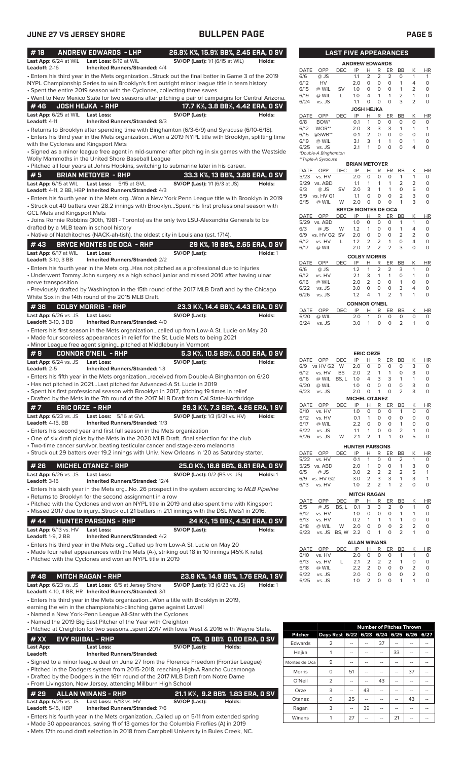# JUNE 27 VS JERSEY SHORE — BULLPEN PAGE

## #18 ANDREW EDWARDS - LHP — 26.8% K%, 15.9% BB%, 2.45 ERA, 0 SV

**Last App:** 6/24 at WIL **Last Loss:** 6/19 at WIL **SV/OP (Last):** 1/1 (6/15 at WIL) **Holds:**
**Leadoff:** 2-16 **Inherited Runners/Stranded:** 4/4

- Enters his third year in the Mets organization...Struck out the final batter in Game 3 of the 2019 NYPL Championship Series to win Brooklyn's first outright minor league title in team history
- Spent the entire 2019 season with the Cyclones, collecting three saves
- Went to New Mexico State for two seasons after pitching a pair of campaigns for Central Arizona.

## #46 JOSH HEJKA - RHP — 17.7 K%, 3.8 BB%, 4.42 ERA, 0 SV

**Last App:** 6/25 at WIL **Last Loss:** **SV/OP (Last):** **Holds:**
**Leadoff:** 4-11 **Inherited Runners/Stranded:** 8/3

- Returns to Brooklyn after spending time with Binghamton (6/3-6/9) and Syracuse (6/10-6/18).
- Enters his third year in the Mets organization...Won a 2019 NYPL title with Brooklyn, splitting time with the Cyclones and Kingsport Mets
- Signed as a minor league free agent in mid-summer after pitching in six games with the Westside Wolly Mammoths in the United Shore Baseball League
- Pitched all four years at Johns Hopkins, switching to submarine later in his career.

## #5 BRIAN METOYER - RHP — 33.3 K%, 13 BB%, 3.86 ERA, 0 SV

**Last App:** 6/15 at WIL **Last Loss:** 5/15 at GVL **SV/OP (Last):** 1/1 (6/3 at JS) **Holds:**
**Leadoff:** 4-11, 2 BB, HBP **Inherited Runners/Stranded:** 4/3

- Enters his fourth year in the Mets org...Won a New York Penn League title with Brooklyn in 2019
- Struck out 40 batters over 28.2 innings with Brooklyn...Spent his first professional season with GCL Mets and Kingsport Mets
- Joins Ronnie Robbins (30th, 1981 - Toronto) as the only two LSU-Alexandria Generals to be drafted by a MLB team in school history
- Native of Natchitoches (NACK-ah-tish), the oldest city in Louisiana (est. 1714).

## #43 BRYCE MONTES DE OCA - RHP — 29 K%, 19 BB%, 2.65 ERA, 0 SV

**Last App:** 6/17 at WIL **Last Loss:** **SV/OP (Last):** **Holds:** 1
**Leadoff:** 3-10, 3 BB **Inherited Runners/Stranded:** 2/2

- Enters his fourth year in the Mets org...Has not pitched as a professional due to injuries
- Underwent Tommy John surgery as a high school junior and missed 2016 after having ulnar nerve transposition
- Previously drafted by Washington in the 15th round of the 2017 MLB Draft and by the Chicago White Sox in the 14th round of the 2015 MLB Draft.

## #38 COLBY MORRIS - RHP — 23.3 K%, 14.4 BB%, 4.43 ERA, 0 SV

**Last App:** 6/26 vs. JS **Last Loss:** **SV/OP (Last):** **Holds:**
**Leadoff:** 3-10, 3 BB **Inherited Runners/Stranded:** 4/0

- Enters his first season in the Mets organization...called up from Low-A St. Lucie on May 20
- Made four scoreless appearances in relief for the St. Lucie Mets to being 2021
- Minor League free agent signing...pitched at Middlebury in Vermont

## #9 CONNOR O'NEIL - RHP — 5.3 K%, 10.5 BB%, 0.00 ERA, 0 SV

**Last App:** 6/24 vs. JS **Last Loss:** **SV/OP (Last):** **Holds:**
**Leadoff:** 2-5 **Inherited Runners/Stranded:** 1-3

- Enters his fifth year in the Mets organization...received from Double-A Binghamton on 6/20
- Has not pitched in 2021...Last pitched for Advanced-A St. Lucie in 2019
- Spent his first professional season with Brooklyn in 2017, pitching 19 times in relief
- Drafted by the Mets in the 7th round of the 2017 MLB Draft from Cal State-Northridge

## #7 ERIC ORZE - RHP — 29.3 K%, 7.3 BB%, 4.26 ERA, 1 SV

**Last App:** 6/23 vs. JS **Last Loss:** 5/16 at GVL **SV/OP (Last):** 1/3 (5/21 vs. HV) **Holds:**
**Leadoff:** 4-15, BB **Inherited Runners/Stranded:** 11/3

- Enters his second year and first full season in the Mets organization
- One of six draft picks by the Mets in the 2020 MLB Draft...final selection for the club
- Two-time cancer survivor, beating testicular cancer and stage-zero melanoma
- Struck out 29 batters over 19.2 innings with Univ. New Orleans in '20 as Saturday starter.

## #26 MICHEL OTANEZ - RHP — 25.0 K%, 18.8 BB%, 6.61 ERA, 0 SV

**Last App:** 6/26 vs. JS **Last Loss:** **SV/OP (Last):** 0/2 (BS vs. JS) **Holds:** 1
**Leadoff:** 3-15 **Inherited Runners/Stranded:** 12/4

- Enters his sixth year in the Mets org...No. 26 prospect in the system according to *MLB Pipeline*
- Returns to Brooklyn for the second assignment in a row
- Pitched with the Cyclones and won an NYPL title in 2019 and also spent time with Kingsport
- Missed 2017 due to injury...Struck out 21 batters in 21.1 innings with the DSL Mets1 in 2016.

## #44 HUNTER PARSONS - RHP — 24 K%, 15 BB%, 4.50 ERA, 0 SV

**Last App:** 6/13 vs. HV **Last Loss:** **SV/OP (Last):** **Holds:**
**Leadoff:** 1-9, 2 BB **Inherited Runners/Stranded:** 4/2

- Enters his third year in the Mets org...Called up from Low-A St. Lucie on May 20
- Made four relief appearances with the Mets (A-), striking out 18 in 10 innings (45% K rate).
- Pitched with the Cyclones and won an NYPL title in 2019

## #48 MITCH RAGAN - RHP — 23.9 K%, 14.9 BB%, 1.76 ERA, 1 SV

**Last App:** 6/23 vs. JS **Last Loss:** 6/5 at Jersey Shore **SV/OP (Last):** 1/3 (6/23 vs. JS) **Holds:** 1
**Leadoff:** 4-10, 4 BB, HR **Inherited Runners/Stranded:** 3/1

- Enters his third year in the Mets organization...Won a title with Brooklyn in 2019, earning the win in the championship-clinching game against Lowell
- Named a New York-Penn League All-Star with the Cyclones
- Named the 2019 Big East Pitcher of the Year with Creighton
- Pitched at Creighton for two seasons...spent 2017 with Iowa West & 2016 with Wayne State.

## #XX EVY RUIBAL - RHP — 0%, 0 BB% 0.00 ERA, 0 SV

**Last App:** **Last Loss:** **SV/OP (Last):** **Holds:**
**Leadoff:** **Inherited Runners/Stranded:**

- Signed to a minor league deal on June 27 from the Florence Freedom (Frontier League)
- Pitched in the Dodgers system from 2015-2018, reaching High-A Rancho Cucamonga
- Drafted by the Dodgers in the 16th round of the 2017 MLB Draft from Notre Dame
- From Livingston, New Jersey, attending Millburn High School

## #29 ALLAN WINANS - RHP — 21.1 K%, 9.2 BB% 1.83 ERA, 0 SV

**Last App:** 6/25 vs. JS **Last Loss:** 6/13 vs. HV **SV/OP (Last):** **Holds:**
**Leadoff:** 5-15, HBP **Inherited Runners/Stranded:** 7/6

- Enters his fourth year in the Mets organization...Called up on 5/11 from extended spring
- Made 30 appearances, saving 11 of 13 games for the Columbia Fireflies (A) in 2019
- Mets 17th round draft selection in 2018 from Campbell University in Buies Creek, NC.

## LAST FIVE APPEARANCES

**ANDREW EDWARDS**

| DATE | OPP | DEC | IP | H | R | ER | BB | K | HR |
|---|---|---|---|---|---|---|---|---|---|
| 6/6 | @ JS | | 1.1 | 2 | 2 | 2 | 0 | 1 | 1 |
| 6/12 | HV | | 2.0 | 0 | 0 | 0 | 1 | 4 | 0 |
| 6/15 | @ WIL | SV | 1.0 | 0 | 0 | 0 | 1 | 2 | 0 |
| 6/19 | @ WIL | L | 1.0 | 4 | 1 | 1 | 2 | 1 | 0 |
| 6/24 | vs. JS | | 1.1 | 0 | 0 | 0 | 3 | 2 | 0 |

**JOSH HEJKA**

| DATE | OPP | DEC | IP | H | R | ER | BB | K | HR |
|---|---|---|---|---|---|---|---|---|---|
| 6/8 | BOW* | | 0.1 | 1 | 0 | 0 | 0 | 0 | 0 |
| 6/12 | WOR** | | 2.0 | 3 | 3 | 3 | 1 | 1 | 1 |
| 6/15 | @SWB** | | 0.1 | 2 | 0 | 0 | 0 | 0 | 0 |
| 6/19 | @ WIL | | 3.1 | 3 | 1 | 1 | 0 | 1 | 0 |
| 6/25 | vs. JS | | 2.1 | 1 | 0 | 0 | 0 | 4 | 0 |

*Double-A Binghamton
**Triple-A Syracuse

**BRIAN METOYER**

| DATE | OPP | DEC | IP | H | R | ER | BB | K | HR |
|---|---|---|---|---|---|---|---|---|---|
| 5/23 | vs. HV | | 2.0 | 0 | 0 | 0 | 1 | 1 | 0 |
| 5/29 | vs. ABD | | 1.1 | 1 | 1 | 1 | 2 | 2 | 0 |
| 6/3 | @ JS | SV | 2.0 | 3 | 1 | 1 | 0 | 5 | 0 |
| 6/9 | vs. HV G1 | | 1.1 | 0 | 0 | 0 | 2 | 3 | 0 |
| 6/15 | @ WIL | W | 2.0 | 0 | 0 | 0 | 1 | 3 | 0 |

**BRYCE MONTES DE OCA**

| DATE | OPP | DEC | IP | H | R | ER | BB | K | HR |
|---|---|---|---|---|---|---|---|---|---|
| 5/29 | vs. ABD | | 1.0 | 0 | 0 | 0 | 1 | 1 | 0 |
| 6/3 | @ JS | W | 1.2 | 1 | 0 | 0 | 1 | 4 | 0 |
| 6/9 | vs. HV G2 | SV | 2.0 | 0 | 0 | 0 | 2 | 2 | 0 |
| 6/12 | vs. HV | L | 1.2 | 2 | 2 | 1 | 0 | 4 | 0 |
| 6/17 | @ WIL | | 2.0 | 2 | 2 | 2 | 3 | 0 | 0 |

**COLBY MORRIS**

| DATE | OPP | DEC | IP | H | R | ER | BB | K | HR |
|---|---|---|---|---|---|---|---|---|---|
| 6/6 | @ JS | | 1.2 | 1 | 2 | 2 | 3 | 1 | 0 |
| 6/12 | vs. HV | | 2.1 | 3 | 1 | 1 | 0 | 1 | 0 |
| 6/16 | @ WIL | | 2.0 | 2 | 0 | 0 | 1 | 0 | 0 |
| 6/22 | vs. JS | | 3.0 | 0 | 0 | 0 | 3 | 4 | 0 |
| 6/26 | vs. JS | | 1.2 | 4 | 1 | 2 | 1 | 1 | 0 |

**CONNOR O'NEIL**

| DATE | OPP | DEC | IP | H | R | ER | BB | K | HR |
|---|---|---|---|---|---|---|---|---|---|
| 6/20 | @ WIL | | 2.0 | 1 | 0 | 0 | 0 | 0 | 0 |
| 6/24 | vs. JS | | 3.0 | 1 | 0 | 0 | 2 | 1 | 0 |

**ERIC ORZE**

| DATE | OPP | DEC | IP | H | R | ER | BB | K | HR |
|---|---|---|---|---|---|---|---|---|---|
| 6/9 | vs HV G2 | W | 2.0 | 0 | 0 | 0 | 0 | 3 | 0 |
| 6/12 | vs. HV | BS | 2.0 | 2 | 1 | 1 | 0 | 3 | 0 |
| 6/16 | @ WIL | BS, L | 1.0 | 4 | 3 | 3 | 1 | 1 | 0 |
| 6/20 | @ WIL | | 1.0 | 0 | 0 | 0 | 0 | 3 | 0 |
| 6/23 | vs. JS | | 2.0 | 0 | 1 | 0 | 2 | 3 | 0 |

**MICHEL OTANEZ**

| DATE | OPP | DEC | IP | H | R | ER | BB | K | HR |
|---|---|---|---|---|---|---|---|---|---|
| 6/10 | vs. HV | | 1.0 | 0 | 0 | 0 | 1 | 0 | 0 |
| 6/12 | vs. HV | | 0.1 | 1 | 0 | 0 | 0 | 0 | 0 |
| 6/17 | @ WIL | | 2.2 | 0 | 0 | 0 | 1 | 0 | 0 |
| 6/22 | vs. JS | | 1.1 | 1 | 0 | 0 | 2 | 1 | 0 |
| 6/26 | vs. JS | W | 2.1 | 2 | 1 | 1 | 0 | 5 | 0 |

**HUNTER PARSONS**

| DATE | OPP | DEC | IP | H | R | ER | BB | K | HR |
|---|---|---|---|---|---|---|---|---|---|
| 5/22 | vs. HV | | 0.1 | 1 | 0 | 0 | 2 | 1 | 0 |
| 5/25 | vs. ABD | | 2.0 | 1 | 0 | 0 | 1 | 3 | 0 |
| 6/5 | @ JS | | 3.0 | 2 | 2 | 2 | 2 | 5 | 1 |
| 6/9 | vs. HV G2 | | 3.0 | 2 | 3 | 3 | 1 | 3 | 1 |
| 6/13 | vs. HV | | 1.0 | 2 | 2 | 1 | 2 | 0 | 0 |

**MITCH RAGAN**

| DATE | OPP | DEC | IP | H | R | ER | BB | K | HR |
|---|---|---|---|---|---|---|---|---|---|
| 6/5 | @ JS | BS, L | 0.1 | 3 | 3 | 2 | 0 | 1 | 0 |
| 6/12 | vs. HV | | 1.0 | 0 | 0 | 0 | 1 | 1 | 0 |
| 6/13 | vs. HV | | 0.2 | 1 | 1 | 1 | 1 | 0 | 0 |
| 6/18 | @ WIL | W | 2.0 | 0 | 0 | 0 | 2 | 2 | 0 |
| 6/23 | vs. JS | BS, W | 2.2 | 0 | 1 | 0 | 2 | 1 | 0 |

**ALLAN WINANS**

| DATE | OPP | DEC | IP | H | R | ER | BB | K | HR |
|---|---|---|---|---|---|---|---|---|---|
| 6/10 | vs. HV | | 2.0 | 0 | 0 | 0 | 1 | 1 | 0 |
| 6/13 | vs. HV | L | 2.1 | 2 | 2 | 2 | 1 | 0 | 0 |
| 6/18 | @ WIL | | 2.2 | 2 | 0 | 0 | 0 | 2 | 0 |
| 6/22 | vs. JS | | 2.0 | 0 | 0 | 0 | 0 | 2 | 0 |
| 6/25 | vs. JS | | 1.0 | 2 | 0 | 0 | 1 | 1 | 0 |

## Number of Pitches Thrown

| Pitcher | Days Rest | 6/22 | 6/23 | 6/24 | 6/25 | 6/26 | 6/27 |
|---|---|---|---|---|---|---|---|
| Edwards | 2 | -- | -- | 37 | -- | -- | -- |
| Hejka | 1 | -- | -- | -- | 33 | -- | -- |
| Montes de Oca | 9 | -- | -- | -- | -- | -- | -- |
| Morris | 0 | 51 | -- | -- | -- | 37 | -- |
| O'Neil | 2 | -- | -- | 43 | -- | -- | -- |
| Orze | 3 | -- | 43 | -- | -- | -- | -- |
| Otanez | 0 | 25 | -- | -- | -- | 43 | -- |
| Ragan | 3 | -- | 39 | -- | -- | -- | -- |
| Winans | 1 | 27 | -- | -- | 21 | -- | -- |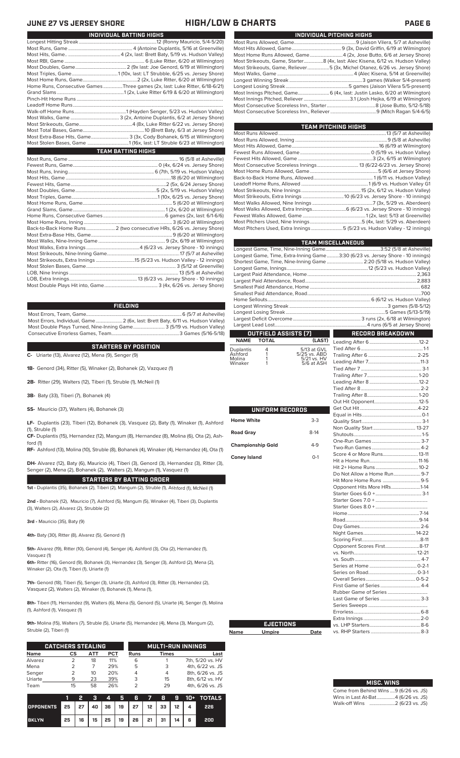# JUNE 27 VS JERSEY SHORE — HIGH/LOW & CHARTS

## INDIVIDUAL BATTING HIGHS

| | |
|---|---|
| Longest Hitting Streak | 12 (Ronny Mauricio, 5/4-5/20) |
| Most Runs, Game | 4 (Antoine Duplantis, 5/16 at Greenville) |
| Most Hits, Game | 4 (2x, last: Brett Baty, 5/19 vs. Hudson Valley) |
| Most RBI, Game | 6 (Luke Ritter, 6/20 at Wilmington) |
| Most Doubles, Game | 2 (9x last: Joe Genord, 6/19 at Wilmington) |
| Most Triples, Game | 1 (10x, last: LT Strubble, 6/25 vs. Jersey Shore) |
| Most Home Runs, Game | 2 (2x, Luke Ritter, 6/20 at Wilmington) |
| Home Runs, Consecutive Games | Three games (2x, last: Luke Ritter, 6/18-6/21) |
| Grand Slams | 1 (2x, Luke Ritter 6/19 & 6/20 at Wilmington) |
| Pinch-Hit Home Runs | |
| Leadoff Home Runs | |
| Walk-off Home Runs | 1 (Hayden Senger, 5/23 vs. Hudson Valley) |
| Most Walks, Game | 3 (2x, Antoine Duplantis, 6/2 at Jersey Shore) |
| Most Strikeouts, Game | 4 (8x, Luke Ritter 6/22 vs. Jersey Shore) |
| Most Total Bases, Game | 10 (Brett Baty, 6/3 at Jersey Shore) |
| Most Extra-Base Hits, Game | 3 (3x, Cody Bohanek, 6/15 at Wilmington) |
| Most Stolen Bases, Game | 1 (16x, last: LT Struble 6/23 at Wilmington) |

## TEAM BATTING HIGHS

| | |
|---|---|
| Most Runs, Game | 16 (5/8 at Asheville) |
| Fewest Runs, Game | 0 (4x, 6/24 vs. Jersey Shore) |
| Most Runs, Inning | 6 (7th, 5/19 vs. Hudson Valley) |
| Most Hits, Game | 18 (6/20 at Wilmington) |
| Fewest Hits, Game | 2 (5x, 6/24 vs. Jersey Shore) |
| Most Doubles, Game | 5 (2x, 5/19 vs. Hudson Valley) |
| Most Triples, Game | 1 (10x, 6/25 vs. Jersey Shore) |
| Most Home Runs, Game | 5 (6/20 at Wilmington) |
| Grand Slams, Game | 1 (2x, 6/20 at Wilmington) |
| Home Runs, Consecutive Games | 6 games (2x, last: 6/1-6/6) |
| Most Home Runs, Inning | 3 (6/20 at Wilmington) |
| Back-to-Back Home Runs | 2 (two consecutive HRs, 6/26 vs. Jersey Shore) |
| Most Extra-Base Hits, Game | 9 (6/20 at Wilmington) |
| Most Walks, Nine-Inning Game | 9 (2x, 6/19 at Wilmington) |
| Most Walks, Extra Innings | 4 (6/23 vs. Jersey Shore - 10 innings) |
| Most Strikeouts, Nine-Inning Game | 17 (5/7 at Asheville) |
| Most Strikeouts, Extra Innings | 15 (5/23 vs. Hudson Valley - 12 innings) |
| Most Stolen Bases, Game | 3 (5/12 at Greenville) |
| LOB, Nine Innings | 13 (5/5 at Asheville) |
| LOB, Extra Innings | 13 (6/23 vs. Jersey Shore - 10 innings) |
| Most Double Plays Hit into, Game | 3 (4x, 6/26 vs. Jersey Shore) |

## FIELDING

| | |
|---|---|
| Most Errors, Team, Game | 6 (5/7 at Asheville) |
| Most Errors, Individual, Game | 2 (6x, last: Brett Baty, 6/11 vs. Hudson Valley) |
| Most Double Plays Turned, Nine-Inning Game | 3 (5/19 vs. Hudson Valley) |
| Consecutive Errorless Games, Team | 3 Games (5/16-5/18) |

## STARTERS BY POSITION

**C-** Uriarte (13), Alvarez (12), Mena (9), Senger (9)

**1B-** Genord (34), Ritter (5), Winaker (2), Bohanek (2), Vazquez (1)

**2B-** Ritter (29), Walters (12), Tiberi (1), Struble (1), McNeil (1)

**3B-** Baty (33), Tiberi (7), Bohanek (4)

**SS-** Mauricio (37), Walters (4), Bohanek (3)

**LF-** Duplantis (23), Tiberi (12), Bohanek (3), Vasquez (2), Baty (1), Winaker (1), Ashford (1), Struble (1)

**CF-** Duplantis (15), Hernandez (12), Mangum (8), Hernandez (8), Molina (6), Ota (2), Ashford (1)

**RF-** Ashford (13), Molina (10), Struble (8), Bohanek (4), Winaker (4), Hernandez (4), Ota (1)

**DH-** Alvarez (12), Baty (6), Mauricio (4), Tiberi (3), Genord (3), Hernandez (3), Ritter (3), Senger (2), Mena (2), Bohanek (2), Walters (2), Mangum (1), Vasquez (1)

## STARTERS BY BATTING ORDER

**1st -** Duplantis (35), Bohanek (2), Tiberi (2), Mangum (2), Struble (1), Ashford (1), McNeil (1)

**2nd -** Bohanek (12), Mauricio (7), Ashford (5), Mangum (5), Winaker (4), Tiberi (3), Duplantis (3), Walters (2), Struble (2)

**3rd -** Mauricio (35), Baty (9)

**4th-** Baty (30), Ritter (8), Alvarez (5), Genord (1)

**5th-** Alvarez (19), Ritter (10), Genord (4), Senger (4), Ashford (3), Ota (2), Hernandez (1), Vasquez (1)

**6th-** Ritter (16), Genord (9), Bohanek (3), Hernandez (3), Senger (3), Ashford (2), Mena (2), Winaker (2), Ota (1), Tiberi (1), Uriarte (1)

**7th-** Genord (18), Tiberi (5), Senger (5), Uriarte (3), Ashford (3), Ritter (3), Hernandez (2), Vasquez (2), Walters (2), Winaker (2), Bohanek (1), Mena (1),

**8th-** Tiberi (11), Hernandez (9), Walters (6), Mena (5), Genord (5), Uriarte (4), Senger (1), Molina (1), Ashford (1), Vasquez (1)

**9th-** Molina (15), Walters (7), Struble (5), Uriarte (5), Hernandez (4), Mena (3), Mangum (2), Struble (2), Tiberi (1)

## CATCHERS STEALING

| Name | CS | ATT | PCT |
|---|---|---|---|
| Alvarez | 2 | 18 | 11% |
| Mena | 2 | 7 | 29% |
| Senger | 2 | 10 | 20% |
| Uriarte | 9 | 23 | 39% |
| Team | 15 | 58 | 26% |

## MULTI-RUN INNINGS

| Runs | Times | Last |
|---|---|---|
| 6 | 1 | 7th, 5/20 vs. HV |
| 5 | 3 | 4th, 6/22 vs. JS |
| 4 | 4 | 8th, 6/26 vs. JS |
| 3 | 15 | 8th, 6/12 vs. HV |
| 2 | 29 | 4th, 6/26 vs. JS |

| | 1 | 2 | 3 | 4 | 5 | 6 | 7 | 8 | 9 | 10+ | TOTALS |
|---|---|---|---|---|---|---|---|---|---|---|---|
| OPPONENTS | 25 | 27 | 40 | 36 | 19 | 27 | 12 | 33 | 12 | 4 | 226 |
| BKLYN | 25 | 16 | 15 | 25 | 19 | 26 | 21 | 31 | 14 | 6 | 200 |

## INDIVIDUAL PITCHING HIGHS

| | |
|---|---|
| Most Runs Allowed, Game | 9 (Jaison Vilera, 5/7 at Asheville) |
| Most Hits Allowed, Game | 9 (3x, David Griffin, 6/19 at Wilmington) |
| Most Home Runs Allowed, Game | 4 (2x, Jose Butto, 6/6 at Jersey Shore) |
| Most Strikeouts, Game, Starter | 8 (4x, last: Alec Kisena, 6/12 vs. Hudson Valley) |
| Most Strikeouts, Game, Reliever | 5 (3x, Michel Otanez, 6/26 vs. Jersey Shore) |
| Most Walks, Game | 4 (Alec Kisena, 5/14 at Greenville) |
| Longest Winning Streak | 3 games (Walker 5/4-present) |
| Longest Losing Streak | 5 games (Jaison Vilera 5/5-present) |
| Most Innings Pitched, Game | 6 (4x, last: Justin Lasko, 6/20 at Wilmington) |
| Most Innings Pitched, Reliever | 3.1 (Josh Hejka, 6/19 at Wilmington) |
| Most Consecutive Scoreless Inn., Starter | 8 (Jose Butto, 5/12-5/18) |
| Most Consecutive Scoreless Inn., Reliever | 9 (Mitch Ragan 5/4-6/5) |

## TEAM PITCHING HIGHS

| | |
|---|---|
| Most Runs Allowed | 13 (5/7 at Asheville) |
| Most Runs Allowed, Inning | 9 (5/8 at Asheville) |
| Most Hits Allowed, Game | 16 (6/19 at Wilmington) |
| Fewest Runs Allowed, Game | 0 (5/19 vs. Hudson Valley) |
| Fewest Hits Allowed, Game | 3 (2x, 6/15 at Wilmington) |
| Most Consecutive Scoreless Innings | 13 (6/22-6/23 vs. Jersey Shore) |
| Most Home Runs Allowed, Game | 5 (6/6 at Jersey Shore) |
| Back-to-Back Home Runs, Allowed | 1 (6/11 vs. Hudson Valley) |
| Leadoff Home Runs, Allowed | 1 (6/9 vs. Hudson Valley G1 |
| Most Strikeouts, Nine Innings | 15 (2x, 6/12 vs. Hudson Valley) |
| Most Strikeouts, Extra Innings | 10 (6/23 vs. Jersey Shore - 10 innings) |
| Most Walks Allowed, Nine Innings | 7 (3x, 5/29 vs. Aberdeen) |
| Most Walks Allowed, Extra Innings | 6 (6/23 vs. Jersey Shore - 10 innings) |
| Fewest Walks Allowed, Game | 1 (2x, Last: 5/13 at Greenville) |
| Most Pitchers Used, Nine Innings | 5 (4x, last: 5/29 vs. Aberdeen) |
| Most Pitchers Used, Extra Innings | 5 (5/23 vs. Hudson Valley - 12 innings) |

## TEAM MISCELLANEOUS

| | |
|---|---|
| Longest Game, Time, Nine-Inning Game | 3:52 (5/8 at Asheville) |
| Longest Game, Time, Extra-Inning Game | 3:30 (6/23 vs. Jersey Shore - 10 innings) |
| Shortest Game, Time, Nine-Inning Game | 2:20 (5/18 vs. Hudson Valley) |
| Longest Game, Innings | 12 (5/23 vs. Hudson Valley) |
| Largest Paid Attendance, Home | 2,363 |
| Largest Paid Attendance, Road | 2,883 |
| Smallest Paid Attendance, Home | 682 |
| Smallest Paid Attendance, Road | 700 |
| Home Sellouts | 6 (6/12 vs. Hudson Valley) |
| Longest Winning Streak | 3 games (5/8-5/12) |
| Longest Losing Streak | 5 Games (5/13-5/19) |
| Largest Deficit Overcome | 3 runs (2x, 6/18 at Wilmington) |
| Largest Lead Lost | 4 runs (6/5 at Jersey Shore) |

## OUTFIELD ASSISTS (7)

| NAME | TOTAL | (LAST) |
|---|---|---|
| Duplantis | 4 | 5/13 at GVL |
| Ashford | 1 | 5/25 vs. ABD |
| Molina | 1 | 5/21 vs. HV |
| Winaker | 1 | 5/6 at ASH |

## UNIFORM RECORDS

| | |
|---|---|
| Home White | 3-3 |
| Road Gray | 8-14 |
| Championship Gold | 4-9 |
| Coney Island | 0-1 |

## EJECTIONS

| Name | Umpire | Date |
|---|---|---|

## RECORD BREAKDOWN

| | |
|---|---|
| Leading After 6 | 12-2 |
| Tied After 6 | 1-1 |
| Trailing After 6 | 2-25 |
| Leading After 7 | 11-3 |
| Tied After 7 | 3-1 |
| Trailing After 7 | 1-20 |
| Leading After 8 | 12-2 |
| Tied After 8 | 2-2 |
| Trailing After 8 | 1-20 |
| Out Hit Opponent | 12-5 |
| Get Out Hit | 4-22 |
| Equal in Hits | 0-1 |
| Quality Start | 3-1 |
| Non Quality Start | 13-27 |
| Shutouts | 1-5 |
| One-Run Games | 3-7 |
| Two-Run Games | 4-2 |
| Score 4 or More Runs | 13-11 |
| Hit a Home Run | 11-16 |
| Hit 2+ Home Runs | 10-2 |
| Do Not Allow a Home Run | 9-7 |
| Hit More Home Runs | 9-5 |
| Opponent Hits More HRs | 1-14 |
| Starter Goes 6.0 + | 3-1 |
| Starter Goes 7.0 + | |
| Starter Goes 8.0 + | |
| Home | 7-14 |
| Road | 9-14 |
| Day Games | 2-6 |
| Night Games | 14-22 |
| Scoring First | 8-11 |
| Opponent Scores First | 8-17 |
| vs. North | 12-21 |
| vs. South | 4-7 |
| Series at Home | 0-2-1 |
| Series on Road | 0-3-1 |
| Overall Series | 0-5-2 |
| First Game of Series | 4-4 |
| Rubber Game of Series | |
| Last Game of Series | 3-3 |
| Series Sweeps | |
| Errorless | 6-8 |
| Extra Innings | 2-0 |
| vs. LHP Starters | 8-6 |
| vs. RHP Starters | 8-3 |

## MISC. WINS

| | |
|---|---|
| Come from Behind Wins | 9 (6/26 vs. JS) |
| Wins in Last At-Bat | 4 (6/26 vs. JS) |
| Walk-off Wins | 2 (6/23 vs. JS) |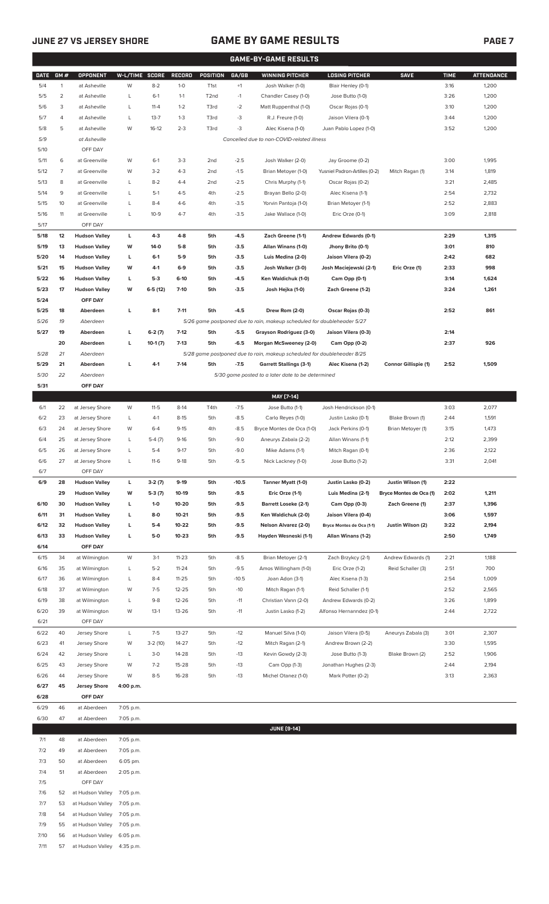## JUNE 27 VS JERSEY SHORE

## GAME BY GAME RESULTS

### GAME-BY-GAME RESULTS

| DATE | GM # | OPPONENT | W-L/TIME | SCORE | RECORD | POSITION | GA/GB | WINNING PITCHER | LOSING PITCHER | SAVE | TIME | ATTENDANCE |
|---|---|---|---|---|---|---|---|---|---|---|---|---|
| 5/4 | 1 | at Asheville | W | 8-2 | 1-0 | T1st | +1 | Josh Walker (1-0) | Blair Henley (0-1) | | 3:16 | 1,200 |
| 5/5 | 2 | at Asheville | L | 6-1 | 1-1 | T2nd | -1 | Chandler Casey (1-0) | Jose Butto (1-0) | | 3:26 | 1,200 |
| 5/6 | 3 | at Asheville | L | 11-4 | 1-2 | T3rd | -2 | Matt Ruppenthal (1-0) | Oscar Rojas (0-1) | | 3:10 | 1,200 |
| 5/7 | 4 | at Asheville | L | 13-7 | 1-3 | T3rd | -3 | R.J. Freure (1-0) | Jaison Vilera (0-1) | | 3:44 | 1,200 |
| 5/8 | 5 | at Asheville | W | 16-12 | 2-3 | T3rd | -3 | Alec Kisena (1-0) | Juan Pablo Lopez (1-0) | | 3:52 | 1,200 |
| 5/9 | | at Asheville | | | | | | Cancelled due to non-COVID-related illness | | | | |
| 5/10 | | OFF DAY | | | | | | | | | | |
| 5/11 | 6 | at Greenville | W | 6-1 | 3-3 | 2nd | -2.5 | Josh Walker (2-0) | Jay Groome (0-2) | | 3:00 | 1,995 |
| 5/12 | 7 | at Greenville | W | 3-2 | 4-3 | 2nd | -1.5 | Brian Metoyer (1-0) | Yusniel Padron-Artilles (0-2) | Mitch Ragan (1) | 3:14 | 1,819 |
| 5/13 | 8 | at Greenville | L | 8-2 | 4-4 | 2nd | -2.5 | Chris Murphy (1-1) | Oscar Rojas (0-2) | | 3:21 | 2,485 |
| 5/14 | 9 | at Greenville | L | 5-1 | 4-5 | 4th | -2.5 | Brayan Bello (2-0) | Alec Kisena (1-1) | | 2:54 | 2,732 |
| 5/15 | 10 | at Greenville | L | 8-4 | 4-6 | 4th | -3.5 | Yorvin Pantoja (1-0) | Brian Metoyer (1-1) | | 2:52 | 2,883 |
| 5/16 | 11 | at Greenville | L | 10-9 | 4-7 | 4th | -3.5 | Jake Wallace (1-0) | Eric Orze (0-1) | | 3:09 | 2,818 |
| 5/17 | | OFF DAY | | | | | | | | | | |
| **5/18** | **12** | **Hudson Valley** | **L** | **4-3** | **4-8** | **5th** | **-4.5** | **Zach Greene (1-1)** | **Andrew Edwards (0-1)** | | **2:29** | **1,315** |
| **5/19** | **13** | **Hudson Valley** | **W** | **14-0** | **5-8** | **5th** | **-3.5** | **Allan Winans (1-0)** | **Jhony Brito (0-1)** | | **3:01** | **810** |
| **5/20** | **14** | **Hudson Valley** | **L** | **6-1** | **5-9** | **5th** | **-3.5** | **Luis Medina (2-0)** | **Jaison Vilera (0-2)** | | **2:42** | **682** |
| **5/21** | **15** | **Hudson Valley** | **W** | **4-1** | **6-9** | **5th** | **-3.5** | **Josh Walker (3-0)** | **Josh Maciejewski (2-1)** | **Eric Orze (1)** | **2:33** | **998** |
| **5/22** | **16** | **Hudson Valley** | **L** | **5-3** | **6-10** | **5th** | **-4.5** | **Ken Waldichuk (1-0)** | **Cam Opp (0-1)** | | **3:14** | **1,624** |
| **5/23** | **17** | **Hudson Valley** | **W** | **6-5 (12)** | **7-10** | **5th** | **-3.5** | **Josh Hejka (1-0)** | **Zach Greene (1-2)** | | **3:24** | **1,261** |
| **5/24** | | **OFF DAY** | | | | | | | | | | |
| **5/25** | **18** | **Aberdeen** | **L** | **8-1** | **7-11** | **5th** | **-4.5** | **Drew Rom (2-0)** | **Oscar Rojas (0-3)** | | **2:52** | **861** |
| *5/26* | *19* | *Aberdeen* | | | | | | *5/26 game postponed due to rain, makeup scheduled for doubleheader 5/27* | | | | |
| **5/27** | **19** | **Aberdeen** | **L** | **6-2 (7)** | **7-12** | **5th** | **-5.5** | **Grayson Rodriguez (3-0)** | **Jaison Vilera (0-3)** | | **2:14** | |
| | **20** | **Aberdeen** | **L** | **10-1 (7)** | **7-13** | **5th** | **-6.5** | **Morgan McSweeney (2-0)** | **Cam Opp (0-2)** | | **2:37** | **926** |
| *5/28* | *21* | *Aberdeen* | | | | | | *5/28 game postponed due to rain, makeup scheduled for doubleheader 8/25* | | | | |
| **5/29** | **21** | **Aberdeen** | **L** | **4-1** | **7-14** | **5th** | **-7.5** | **Garrett Stallings (3-1)** | **Alec Kisena (1-2)** | **Connor Gillispie (1)** | **2:52** | **1,509** |
| *5/30* | *22* | *Aberdeen* | | | | | | *5/30 game posted to a later date to be determined* | | | | |
| **5/31** | | **OFF DAY** | | | | | | | | | | |
| | | | | | | | | **MAY [7-14]** | | | | |
| 6/1 | 22 | at Jersey Shore | W | 11-5 | 8-14 | T4th | -7.5 | Jose Butto (1-1) | Josh Hendrickson (0-1) | | 3:03 | 2,077 |
| 6/2 | 23 | at Jersey Shore | L | 4-1 | 8-15 | 5th | -8.5 | Carlo Reyes (1-0) | Justin Lasko (0-1) | Blake Brown (1) | 2:44 | 1,591 |
| 6/3 | 24 | at Jersey Shore | W | 6-4 | 9-15 | 4th | -8.5 | Bryce Montes de Oca (1-0) | Jack Perkins (0-1) | Brian Metoyer (1) | 3:15 | 1,473 |
| 6/4 | 25 | at Jersey Shore | L | 5-4 (7) | 9-16 | 5th | -9.0 | Aneurys Zabala (2-2) | Allan Winans (1-1) | | 2:12 | 2,399 |
| 6/5 | 26 | at Jersey Shore | L | 5-4 | 9-17 | 5th | -9.0 | Mike Adams (1-1) | Mitch Ragan (0-1) | | 2:36 | 2,122 |
| 6/6 | 27 | at Jersey Shore | L | 11-6 | 9-18 | 5th | -9..5 | Nick Lackney (1-0) | Jose Butto (1-2) | | 3:31 | 2,041 |
| 6/7 | | OFF DAY | | | | | | | | | | |
| **6/9** | **28** | **Hudson Valley** | **L** | **3-2 (7)** | **9-19** | **5th** | **-10.5** | **Tanner Myatt (1-0)** | **Justin Lasko (0-2)** | **Justin Wilson (1)** | **2:22** | |
| | **29** | **Hudson Valley** | **W** | **5-3 (7)** | **10-19** | **5th** | **-9.5** | **Eric Orze (1-1)** | **Luis Medina (2-1)** | **Bryce Montes de Oca (1)** | **2:02** | **1,211** |
| **6/10** | **30** | **Hudson Valley** | **L** | **1-0** | **10-20** | **5th** | **-9.5** | **Barrett Loseke (2-1)** | **Cam Opp (0-3)** | **Zach Greene (1)** | **2:37** | **1,396** |
| **6/11** | **31** | **Hudson Valley** | **L** | **8-0** | **10-21** | **5th** | **-9.5** | **Ken Waldichuk (2-0)** | **Jaison Vilera (0-4)** | | **3:06** | **1,597** |
| **6/12** | **32** | **Hudson Valley** | **L** | **5-4** | **10-22** | **5th** | **-9.5** | **Nelson Alvarez (2-0)** | **Bryce Montes de Oca (1-1)** | **Justin Wilson (2)** | **3:22** | **2,194** |
| **6/13** | **33** | **Hudson Valley** | **L** | **5-0** | **10-23** | **5th** | **-9.5** | **Hayden Wesneski (1-1)** | **Allan Winans (1-2)** | | **2:50** | **1,749** |
| **6/14** | | **OFF DAY** | | | | | | | | | | |
| 6/15 | 34 | at Wilmington | W | 3-1 | 11-23 | 5th | -8.5 | Brian Metoyer (2-1) | Cam Brzykcy (2-1) | Andrew Edwards (1) | 2:21 | 1,188 |
| 6/16 | 35 | at Wilmington | L | 5-2 | 11-24 | 5th | -9.5 | Amos Willingham (1-0) | Eric Orze (1-2) | Reid Schaller (3) | 2:51 | 700 |
| 6/17 | 36 | at Wilmington | L | 8-4 | 11-25 | 5th | -10.5 | Joan Adon (3-1) | Alec Kisena (1-3) | | 2:54 | 1,009 |
| 6/18 | 37 | at Wilmington | W | 7-5 | 12-25 | 5th | -10 | Mitch Ragan (1-1) | Reid Schaller (1-1) | | 2:52 | 2,565 |
| 6/19 | 38 | at Wilmington | L | 9-8 | 12-26 | 5th | -11 | Christian Vann (2-0) | Andrew Edwards (0-2) | | 3:26 | 1,899 |
| 6/20 | 39 | at Wilmington | W | 13-1 | 13-26 | 5th | -11 | Justin Lasko (1-2) | Alfonso Hernanndez (0-1) | | 2:44 | 2,722 |
| 6/21 | | OFF DAY | | | | | | | | | | |
| 6/22 | 40 | Jersey Shore | L | 7-5 | 13-27 | 5th | -12 | Manuel Silva (1-0) | Jaison Vilera (0-5) | Aneurys Zabala (3) | 3:01 | 2,307 |
| 6/23 | 41 | Jersey Shore | W | 3-2 (10) | 14-27 | 5th | -12 | Mitch Ragan (2-1) | Andrew Brown (2-2) | | 3:30 | 1,595 |
| 6/24 | 42 | Jersey Shore | L | 3-0 | 14-28 | 5th | -13 | Kevin Gowdy (2-3) | Jose Butto (1-3) | Blake Brown (2) | 2:52 | 1,906 |
| 6/25 | 43 | Jersey Shore | W | 7-2 | 15-28 | 5th | -13 | Cam Opp (1-3) | Jonathan Hughes (2-3) | | 2:44 | 2,194 |
| 6/26 | 44 | Jersey Shore | W | 8-5 | 16-28 | 5th | -13 | Michel Otanez (1-0) | Mark Potter (0-2) | | 3:13 | 2,363 |
| **6/27** | **45** | **Jersey Shore** | **4:00 p.m.** | | | | | | | | | |
| **6/28** | | **OFF DAY** | | | | | | | | | | |
| 6/29 | 46 | at Aberdeen | 7:05 p.m. | | | | | | | | | |
| 6/30 | 47 | at Aberdeen | 7:05 p.m. | | | | | | | | | |
| | | | | | | | | **JUNE [9-14]** | | | | |
| 7/1 | 48 | at Aberdeen | 7:05 p.m. | | | | | | | | | |
| 7/2 | 49 | at Aberdeen | 7:05 p.m. | | | | | | | | | |
| 7/3 | 50 | at Aberdeen | 6:05 pm. | | | | | | | | | |
| 7/4 | 51 | at Aberdeen | 2:05 p.m. | | | | | | | | | |
| 7/5 | | OFF DAY | | | | | | | | | | |
| 7/6 | 52 | at Hudson Valley | 7:05 p.m. | | | | | | | | | |
| 7/7 | 53 | at Hudson Valley | 7:05 p.m. | | | | | | | | | |
| 7/8 | 54 | at Hudson Valley | 7:05 p.m. | | | | | | | | | |
| 7/9 | 55 | at Hudson Valley | 7:05 p.m. | | | | | | | | | |
| 7/10 | 56 | at Hudson Valley | 6:05 p.m. | | | | | | | | | |
| 7/11 | 57 | at Hudson Valley | 4:35 p.m. | | | | | | | | | |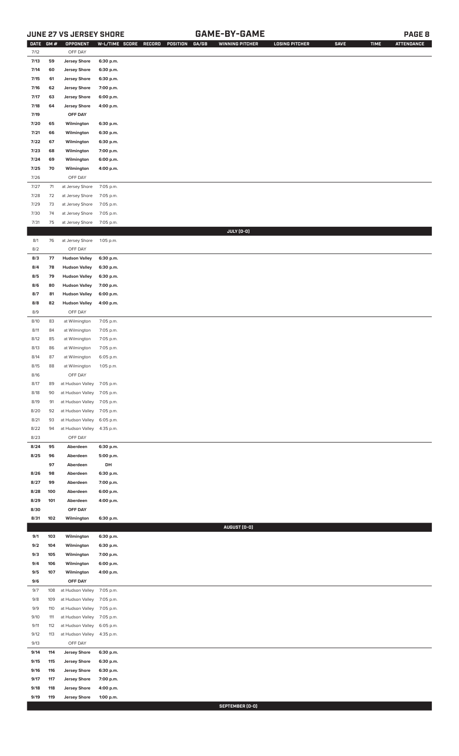## JUNE 27 VS JERSEY SHORE

## GAME-BY-GAME

| DATE | GM # | OPPONENT | W-L/TIME | SCORE | RECORD | POSITION | GA/GB | WINNING PITCHER | LOSING PITCHER | SAVE | TIME | ATTENDANCE |
|---|---|---|---|---|---|---|---|---|---|---|---|---|
| 7/12 | | OFF DAY | | | | | | | | | | |
| 7/13 | 59 | Jersey Shore | 6:30 p.m. | | | | | | | | | |
| 7/14 | 60 | Jersey Shore | 6:30 p.m. | | | | | | | | | |
| 7/15 | 61 | Jersey Shore | 6:30 p.m. | | | | | | | | | |
| 7/16 | 62 | Jersey Shore | 7:00 p.m. | | | | | | | | | |
| 7/17 | 63 | Jersey Shore | 6:00 p.m. | | | | | | | | | |
| 7/18 | 64 | Jersey Shore | 4:00 p.m. | | | | | | | | | |
| 7/19 | | OFF DAY | | | | | | | | | | |
| 7/20 | 65 | Wilmington | 6:30 p.m. | | | | | | | | | |
| 7/21 | 66 | Wilmington | 6:30 p.m. | | | | | | | | | |
| 7/22 | 67 | Wilmington | 6:30 p.m. | | | | | | | | | |
| 7/23 | 68 | Wilmington | 7:00 p.m. | | | | | | | | | |
| 7/24 | 69 | Wilmington | 6:00 p.m. | | | | | | | | | |
| 7/25 | 70 | Wilmington | 4:00 p.m. | | | | | | | | | |
| 7/26 | | OFF DAY | | | | | | | | | | |
| 7/27 | 71 | at Jersey Shore | 7:05 p.m. | | | | | | | | | |
| 7/28 | 72 | at Jersey Shore | 7:05 p.m. | | | | | | | | | |
| 7/29 | 73 | at Jersey Shore | 7:05 p.m. | | | | | | | | | |
| 7/30 | 74 | at Jersey Shore | 7:05 p.m. | | | | | | | | | |
| 7/31 | 75 | at Jersey Shore | 7:05 p.m. | | | | | | | | | |
| | | | | | | | | **JULY (0-0)** | | | | |
| 8/1 | 76 | at Jersey Shore | 1:05 p.m. | | | | | | | | | |
| 8/2 | | OFF DAY | | | | | | | | | | |
| 8/3 | 77 | Hudson Valley | 6:30 p.m. | | | | | | | | | |
| 8/4 | 78 | Hudson Valley | 6:30 p.m. | | | | | | | | | |
| 8/5 | 79 | Hudson Valley | 6:30 p.m. | | | | | | | | | |
| 8/6 | 80 | Hudson Valley | 7:00 p.m. | | | | | | | | | |
| 8/7 | 81 | Hudson Valley | 6:00 p.m. | | | | | | | | | |
| 8/8 | 82 | Hudson Valley | 4:00 p.m. | | | | | | | | | |
| 8/9 | | OFF DAY | | | | | | | | | | |
| 8/10 | 83 | at Wilmington | 7:05 p.m. | | | | | | | | | |
| 8/11 | 84 | at Wilmington | 7:05 p.m. | | | | | | | | | |
| 8/12 | 85 | at Wilmington | 7:05 p.m. | | | | | | | | | |
| 8/13 | 86 | at Wilmington | 7:05 p.m. | | | | | | | | | |
| 8/14 | 87 | at Wilmington | 6:05 p.m. | | | | | | | | | |
| 8/15 | 88 | at Wilmington | 1:05 p.m. | | | | | | | | | |
| 8/16 | | OFF DAY | | | | | | | | | | |
| 8/17 | 89 | at Hudson Valley | 7:05 p.m. | | | | | | | | | |
| 8/18 | 90 | at Hudson Valley | 7:05 p.m. | | | | | | | | | |
| 8/19 | 91 | at Hudson Valley | 7:05 p.m. | | | | | | | | | |
| 8/20 | 92 | at Hudson Valley | 7:05 p.m. | | | | | | | | | |
| 8/21 | 93 | at Hudson Valley | 6:05 p.m. | | | | | | | | | |
| 8/22 | 94 | at Hudson Valley | 4:35 p.m. | | | | | | | | | |
| 8/23 | | OFF DAY | | | | | | | | | | |
| 8/24 | 95 | Aberdeen | 6:30 p.m. | | | | | | | | | |
| 8/25 | 96 | Aberdeen | 5:00 p.m. | | | | | | | | | |
| | 97 | Aberdeen | DH | | | | | | | | | |
| 8/26 | 98 | Aberdeen | 6:30 p.m. | | | | | | | | | |
| 8/27 | 99 | Aberdeen | 7:00 p.m. | | | | | | | | | |
| 8/28 | 100 | Aberdeen | 6:00 p.m. | | | | | | | | | |
| 8/29 | 101 | Aberdeen | 4:00 p.m. | | | | | | | | | |
| 8/30 | | OFF DAY | | | | | | | | | | |
| 8/31 | 102 | Wilmington | 6:30 p.m. | | | | | | | | | |
| | | | | | | | | **AUGUST (0-0)** | | | | |
| 9/1 | 103 | Wilmington | 6:30 p.m. | | | | | | | | | |
| 9/2 | 104 | Wilmington | 6:30 p.m. | | | | | | | | | |
| 9/3 | 105 | Wilmington | 7:00 p.m. | | | | | | | | | |
| 9/4 | 106 | Wilmington | 6:00 p.m. | | | | | | | | | |
| 9/5 | 107 | Wilmington | 4:00 p.m. | | | | | | | | | |
| 9/6 | | OFF DAY | | | | | | | | | | |
| 9/7 | 108 | at Hudson Valley | 7:05 p.m. | | | | | | | | | |
| 9/8 | 109 | at Hudson Valley | 7:05 p.m. | | | | | | | | | |
| 9/9 | 110 | at Hudson Valley | 7:05 p.m. | | | | | | | | | |
| 9/10 | 111 | at Hudson Valley | 7:05 p.m. | | | | | | | | | |
| 9/11 | 112 | at Hudson Valley | 6:05 p.m. | | | | | | | | | |
| 9/12 | 113 | at Hudson Valley | 4:35 p.m. | | | | | | | | | |
| 9/13 | | OFF DAY | | | | | | | | | | |
| 9/14 | 114 | Jersey Shore | 6:30 p.m. | | | | | | | | | |
| 9/15 | 115 | Jersey Shore | 6:30 p.m. | | | | | | | | | |
| 9/16 | 116 | Jersey Shore | 6:30 p.m. | | | | | | | | | |
| 9/17 | 117 | Jersey Shore | 7:00 p.m. | | | | | | | | | |
| 9/18 | 118 | Jersey Shore | 4:00 p.m. | | | | | | | | | |
| 9/19 | 119 | Jersey Shore | 1:00 p.m. | | | | | | | | | |
| | | | | | | | | **SEPTEMBER (0-0)** | | | | |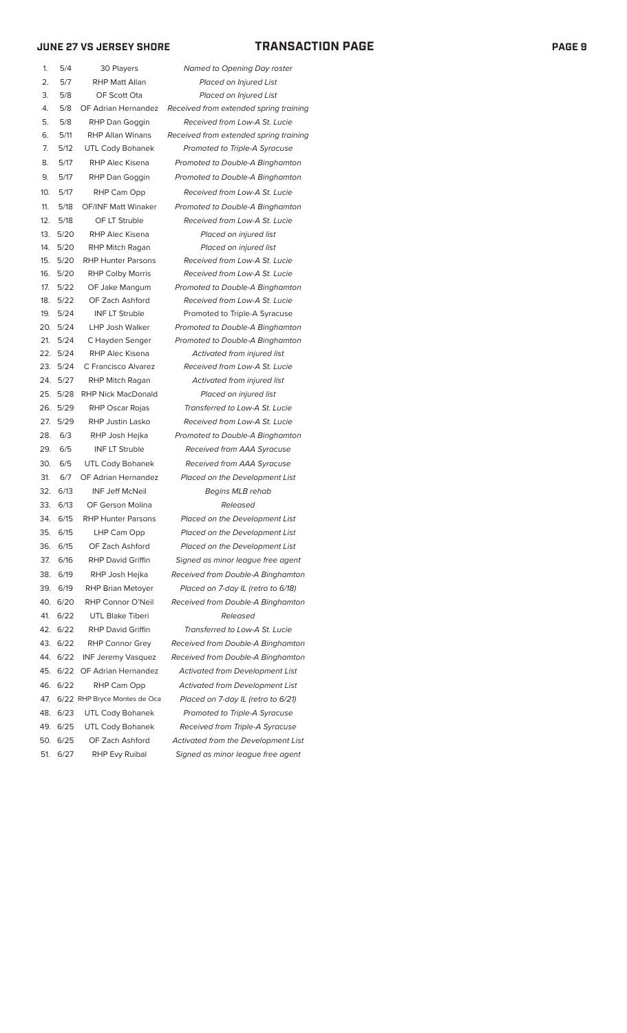# TRANSACTION PAGE

| | | | |
|---|---|---|---|
| 1. | 5/4 | 30 Players | *Named to Opening Day roster* |
| 2. | 5/7 | RHP Matt Allan | *Placed on Injured List* |
| 3. | 5/8 | OF Scott Ota | *Placed on Injured List* |
| 4. | 5/8 | OF Adrian Hernandez | *Received from extended spring training* |
| 5. | 5/8 | RHP Dan Goggin | *Received from Low-A St. Lucie* |
| 6. | 5/11 | RHP Allan Winans | *Received from extended spring training* |
| 7. | 5/12 | UTL Cody Bohanek | *Promoted to Triple-A Syracuse* |
| 8. | 5/17 | RHP Alec Kisena | *Promoted to Double-A Binghamton* |
| 9. | 5/17 | RHP Dan Goggin | *Promoted to Double-A Binghamton* |
| 10. | 5/17 | RHP Cam Opp | *Received from Low-A St. Lucie* |
| 11. | 5/18 | OF/INF Matt Winaker | *Promoted to Double-A Binghamton* |
| 12. | 5/18 | OF LT Struble | *Received from Low-A St. Lucie* |
| 13. | 5/20 | RHP Alec Kisena | *Placed on injured list* |
| 14. | 5/20 | RHP Mitch Ragan | *Placed on injured list* |
| 15. | 5/20 | RHP Hunter Parsons | *Received from Low-A St. Lucie* |
| 16. | 5/20 | RHP Colby Morris | *Received from Low-A St. Lucie* |
| 17. | 5/22 | OF Jake Mangum | *Promoted to Double-A Binghamton* |
| 18. | 5/22 | OF Zach Ashford | *Received from Low-A St. Lucie* |
| 19. | 5/24 | INF LT Struble | Promoted to Triple-A Syracuse |
| 20. | 5/24 | LHP Josh Walker | *Promoted to Double-A Binghamton* |
| 21. | 5/24 | C Hayden Senger | *Promoted to Double-A Binghamton* |
| 22. | 5/24 | RHP Alec Kisena | *Activated from injured list* |
| 23. | 5/24 | C Francisco Alvarez | *Received from Low-A St. Lucie* |
| 24. | 5/27 | RHP Mitch Ragan | *Activated from injured list* |
| 25. | 5/28 | RHP Nick MacDonald | *Placed on injured list* |
| 26. | 5/29 | RHP Oscar Rojas | *Transferred to Low-A St. Lucie* |
| 27. | 5/29 | RHP Justin Lasko | *Received from Low-A St. Lucie* |
| 28. | 6/3 | RHP Josh Hejka | *Promoted to Double-A Binghamton* |
| 29. | 6/5 | INF LT Struble | *Received from AAA Syracuse* |
| 30. | 6/5 | UTL Cody Bohanek | *Received from AAA Syracuse* |
| 31. | 6/7 | OF Adrian Hernandez | *Placed on the Development List* |
| 32. | 6/13 | INF Jeff McNeil | *Begins MLB rehab* |
| 33. | 6/13 | OF Gerson Molina | *Released* |
| 34. | 6/15 | RHP Hunter Parsons | *Placed on the Development List* |
| 35. | 6/15 | LHP Cam Opp | *Placed on the Development List* |
| 36. | 6/15 | OF Zach Ashford | *Placed on the Development List* |
| 37. | 6/16 | RHP David Griffin | *Signed as minor league free agent* |
| 38. | 6/19 | RHP Josh Hejka | *Received from Double-A Binghamton* |
| 39. | 6/19 | RHP Brian Metoyer | *Placed on 7-day IL (retro to 6/18)* |
| 40. | 6/20 | RHP Connor O'Neil | *Received from Double-A Binghamton* |
| 41. | 6/22 | UTL Blake Tiberi | *Released* |
| 42. | 6/22 | RHP David Griffin | *Transferred to Low-A St. Lucie* |
| 43. | 6/22 | RHP Connor Grey | *Received from Double-A Binghamton* |
| 44. | 6/22 | INF Jeremy Vasquez | *Received from Double-A Binghamton* |
| 45. | 6/22 | OF Adrian Hernandez | *Activated from Development List* |
| 46. | 6/22 | RHP Cam Opp | *Activated from Development List* |
| 47. | 6/22 | RHP Bryce Montes de Oca | *Placed on 7-day IL (retro to 6/21)* |
| 48. | 6/23 | UTL Cody Bohanek | *Promoted to Triple-A Syracuse* |
| 49. | 6/25 | UTL Cody Bohanek | *Received from Triple-A Syracuse* |
| 50. | 6/25 | OF Zach Ashford | *Activated from the Development List* |
| 51. | 6/27 | RHP Evy Ruibal | *Signed as minor league free agent* |